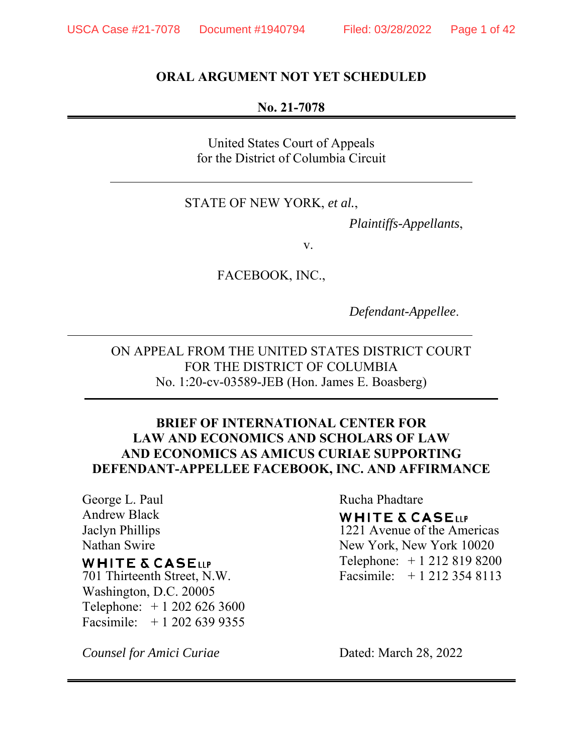**ORAL ARGUMENT NOT YET SCHEDULED**

**No. 21-7078**

United States Court of Appeals
for the District of Columbia Circuit

STATE OF NEW YORK, *et al.*,

*Plaintiffs-Appellants*,

v.

FACEBOOK, INC.,

*Defendant-Appellee*.

ON APPEAL FROM THE UNITED STATES DISTRICT COURT
FOR THE DISTRICT OF COLUMBIA
No. 1:20-cv-03589-JEB (Hon. James E. Boasberg)

**BRIEF OF INTERNATIONAL CENTER FOR LAW AND ECONOMICS AND SCHOLARS OF LAW AND ECONOMICS AS AMICUS CURIAE SUPPORTING DEFENDANT-APPELLEE FACEBOOK, INC. AND AFFIRMANCE**

George L. Paul
Andrew Black
Jaclyn Phillips
Nathan Swire
WHITE & CASE LLP
701 Thirteenth Street, N.W.
Washington, D.C. 20005
Telephone: + 1 202 626 3600
Facsimile: + 1 202 639 9355

Rucha Phadtare
WHITE & CASE LLP
1221 Avenue of the Americas
New York, New York 10020
Telephone: + 1 212 819 8200
Facsimile: + 1 212 354 8113

*Counsel for Amici Curiae*

Dated: March 28, 2022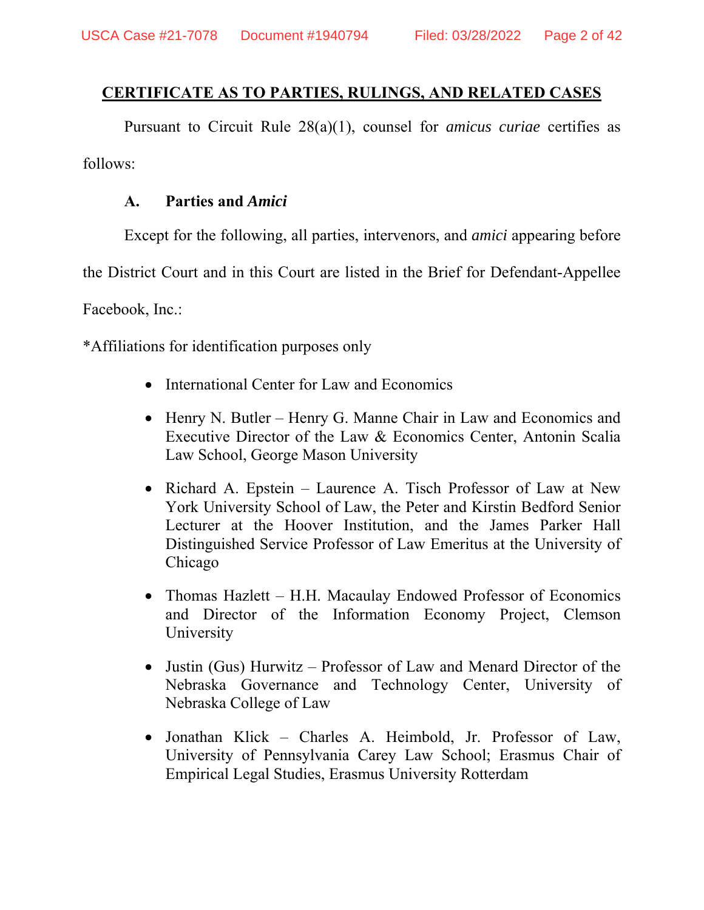## CERTIFICATE AS TO PARTIES, RULINGS, AND RELATED CASES

Pursuant to Circuit Rule 28(a)(1), counsel for *amicus curiae* certifies as follows:

### A. Parties and *Amici*

Except for the following, all parties, intervenors, and *amici* appearing before the District Court and in this Court are listed in the Brief for Defendant-Appellee Facebook, Inc.:

*Affiliations for identification purposes only

- International Center for Law and Economics
- Henry N. Butler – Henry G. Manne Chair in Law and Economics and Executive Director of the Law & Economics Center, Antonin Scalia Law School, George Mason University
- Richard A. Epstein – Laurence A. Tisch Professor of Law at New York University School of Law, the Peter and Kirstin Bedford Senior Lecturer at the Hoover Institution, and the James Parker Hall Distinguished Service Professor of Law Emeritus at the University of Chicago
- Thomas Hazlett – H.H. Macaulay Endowed Professor of Economics and Director of the Information Economy Project, Clemson University
- Justin (Gus) Hurwitz – Professor of Law and Menard Director of the Nebraska Governance and Technology Center, University of Nebraska College of Law
- Jonathan Klick – Charles A. Heimbold, Jr. Professor of Law, University of Pennsylvania Carey Law School; Erasmus Chair of Empirical Legal Studies, Erasmus University Rotterdam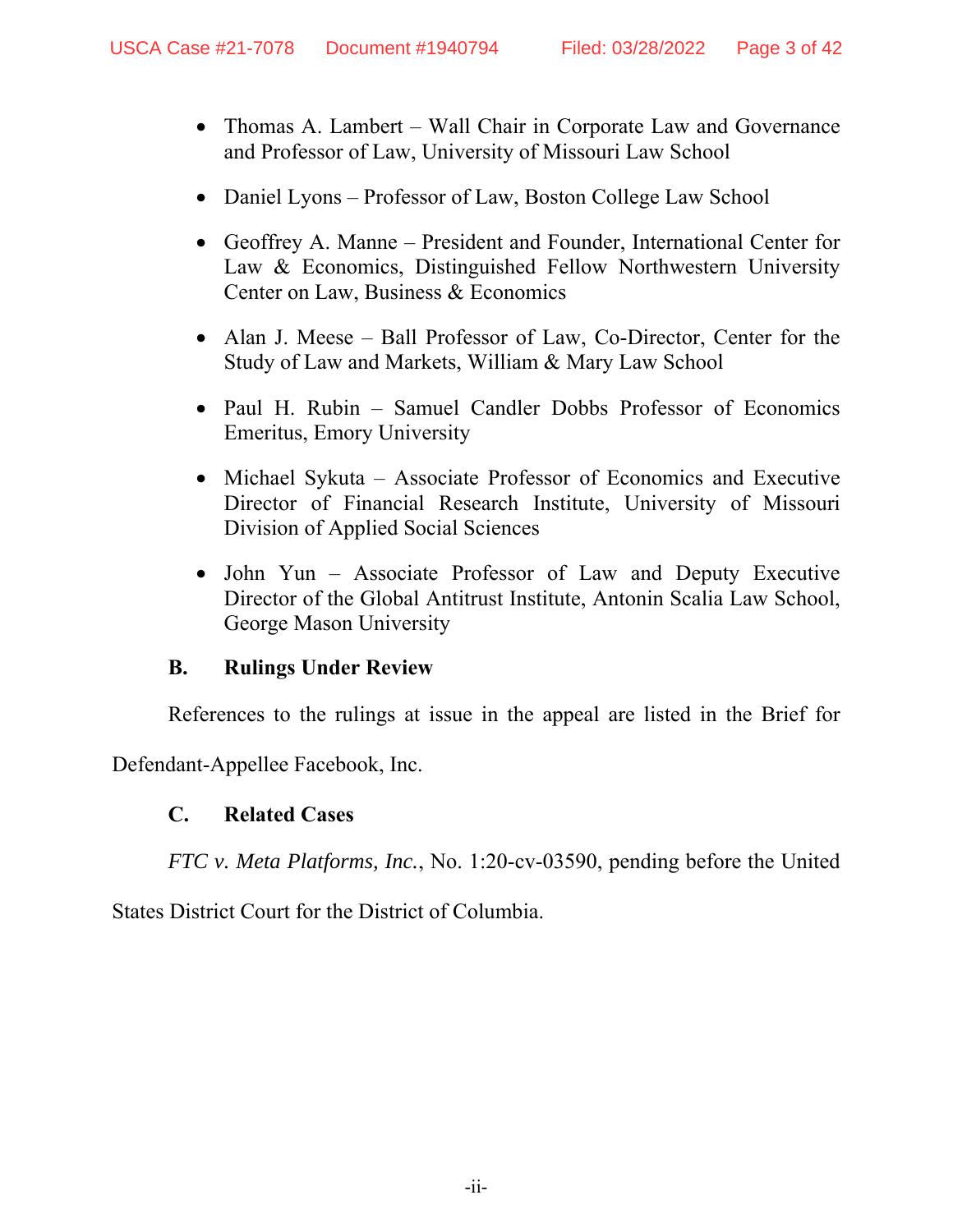- Thomas A. Lambert – Wall Chair in Corporate Law and Governance and Professor of Law, University of Missouri Law School

- Daniel Lyons – Professor of Law, Boston College Law School

- Geoffrey A. Manne – President and Founder, International Center for Law & Economics, Distinguished Fellow Northwestern University Center on Law, Business & Economics

- Alan J. Meese – Ball Professor of Law, Co-Director, Center for the Study of Law and Markets, William & Mary Law School

- Paul H. Rubin – Samuel Candler Dobbs Professor of Economics Emeritus, Emory University

- Michael Sykuta – Associate Professor of Economics and Executive Director of Financial Research Institute, University of Missouri Division of Applied Social Sciences

- John Yun – Associate Professor of Law and Deputy Executive Director of the Global Antitrust Institute, Antonin Scalia Law School, George Mason University

### B. Rulings Under Review

References to the rulings at issue in the appeal are listed in the Brief for Defendant-Appellee Facebook, Inc.

### C. Related Cases

*FTC v. Meta Platforms, Inc.*, No. 1:20-cv-03590, pending before the United States District Court for the District of Columbia.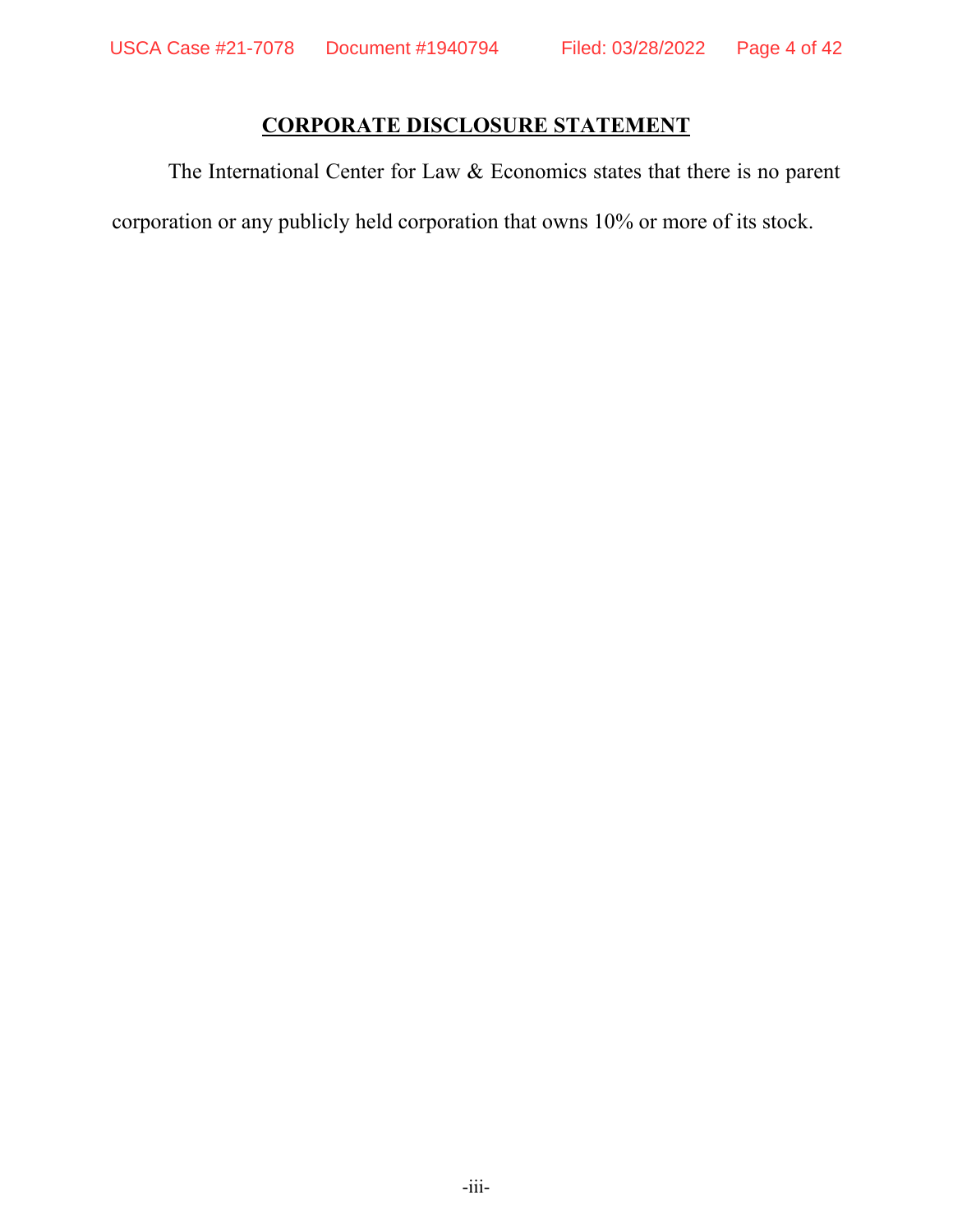## CORPORATE DISCLOSURE STATEMENT

The International Center for Law & Economics states that there is no parent corporation or any publicly held corporation that owns 10% or more of its stock.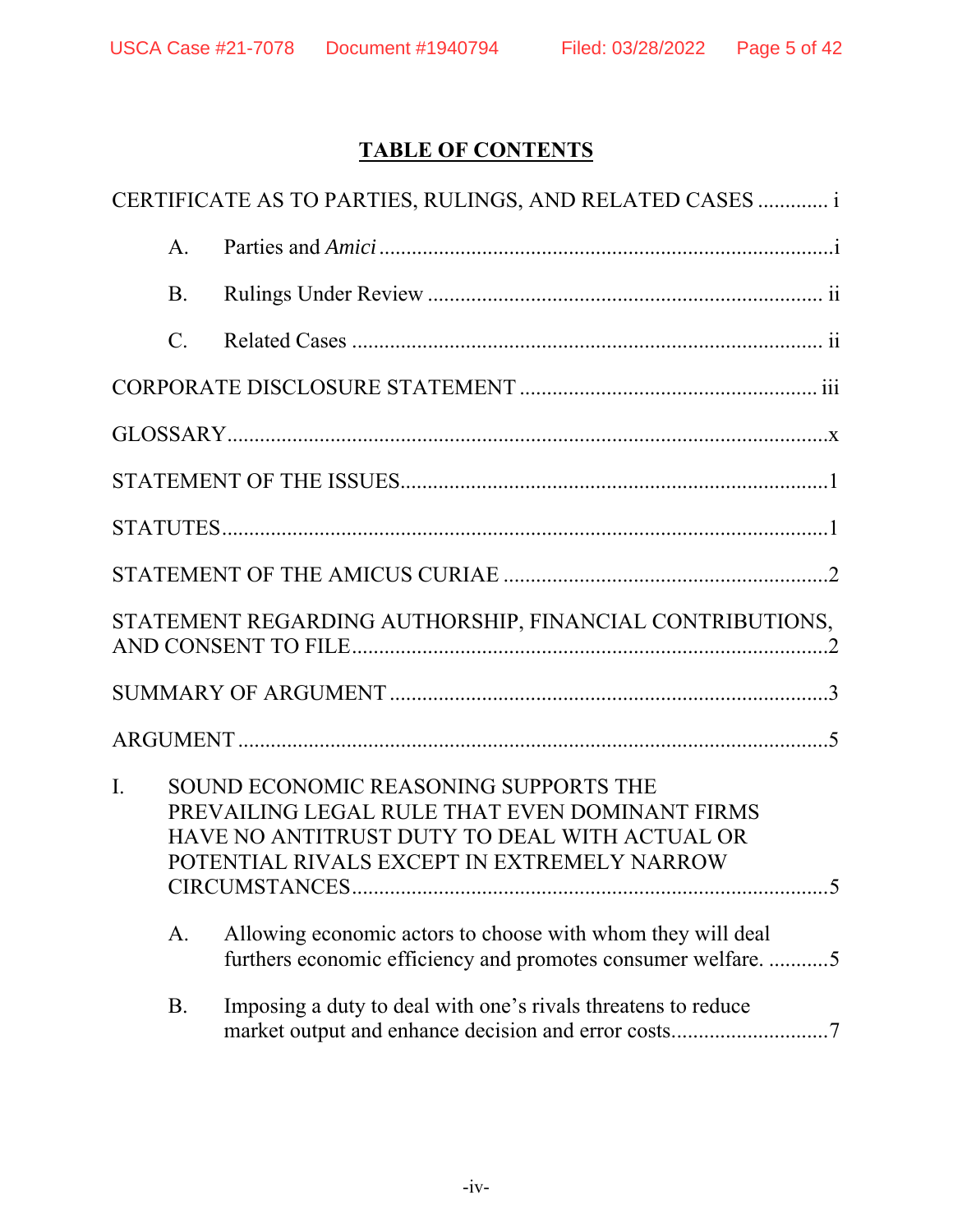# TABLE OF CONTENTS

CERTIFICATE AS TO PARTIES, RULINGS, AND RELATED CASES ............. i

A. Parties and *Amici* .................................................................................i

B. Rulings Under Review ........................................................................ ii

C. Related Cases ...................................................................................... ii

CORPORATE DISCLOSURE STATEMENT ...................................................... iii

GLOSSARY..............................................................................................................x

STATEMENT OF THE ISSUES...............................................................................1

STATUTES................................................................................................................1

STATEMENT OF THE AMICUS CURIAE ...........................................................2

STATEMENT REGARDING AUTHORSHIP, FINANCIAL CONTRIBUTIONS, AND CONSENT TO FILE.......................................................................................2

SUMMARY OF ARGUMENT ................................................................................3

ARGUMENT ............................................................................................................5

I. SOUND ECONOMIC REASONING SUPPORTS THE PREVAILING LEGAL RULE THAT EVEN DOMINANT FIRMS HAVE NO ANTITRUST DUTY TO DEAL WITH ACTUAL OR POTENTIAL RIVALS EXCEPT IN EXTREMELY NARROW CIRCUMSTANCES.......................................................................................5

A. Allowing economic actors to choose with whom they will deal furthers economic efficiency and promotes consumer welfare. ...........5

B. Imposing a duty to deal with one's rivals threatens to reduce market output and enhance decision and error costs.............................7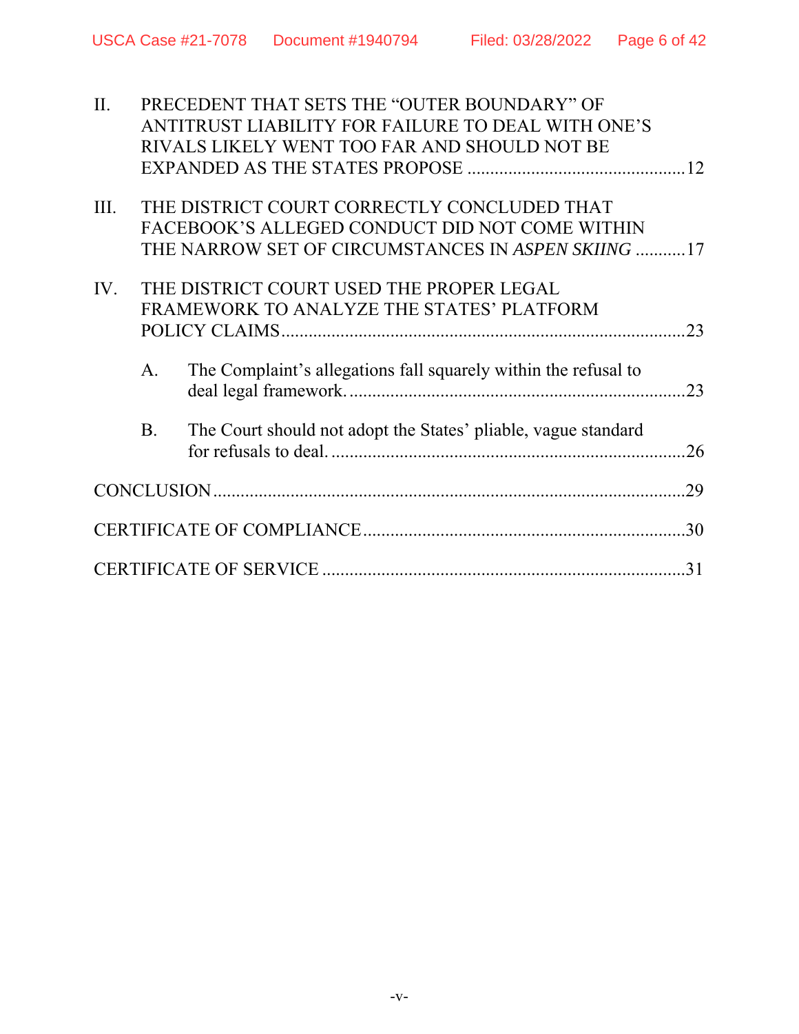II. PRECEDENT THAT SETS THE "OUTER BOUNDARY" OF ANTITRUST LIABILITY FOR FAILURE TO DEAL WITH ONE'S RIVALS LIKELY WENT TOO FAR AND SHOULD NOT BE EXPANDED AS THE STATES PROPOSE ................................................12

III. THE DISTRICT COURT CORRECTLY CONCLUDED THAT FACEBOOK'S ALLEGED CONDUCT DID NOT COME WITHIN THE NARROW SET OF CIRCUMSTANCES IN *ASPEN SKIING* ...........17

IV. THE DISTRICT COURT USED THE PROPER LEGAL FRAMEWORK TO ANALYZE THE STATES' PLATFORM POLICY CLAIMS.......................................................................................23

  A. The Complaint's allegations fall squarely within the refusal to deal legal framework. ..........................................................................23

  B. The Court should not adopt the States' pliable, vague standard for refusals to deal. .............................................................................26

CONCLUSION......................................................................................................29

CERTIFICATE OF COMPLIANCE......................................................................30

CERTIFICATE OF SERVICE ...............................................................................31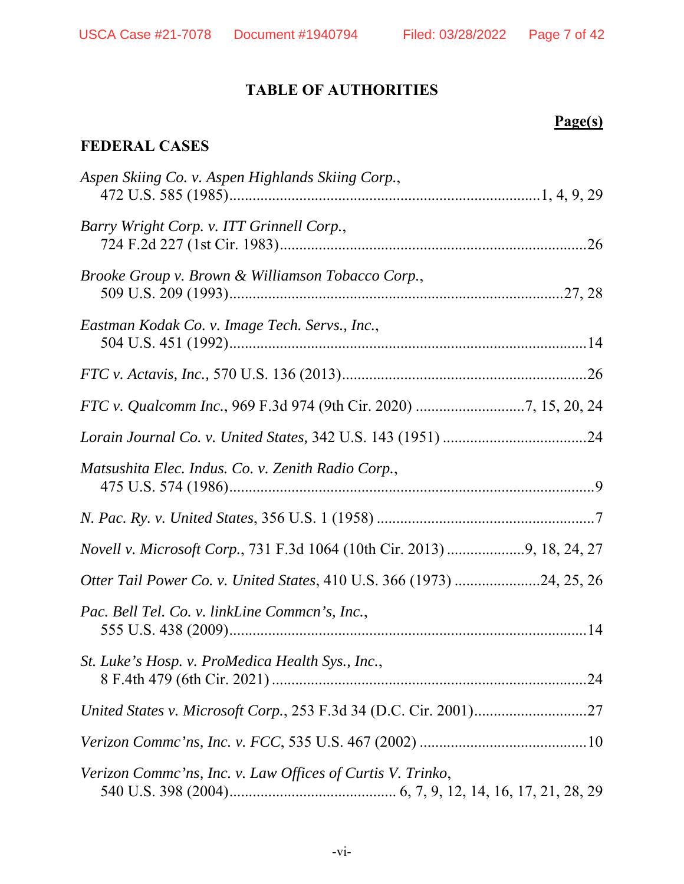# TABLE OF AUTHORITIES

**Page(s)**

## FEDERAL CASES

*Aspen Skiing Co. v. Aspen Highlands Skiing Corp.*, 472 U.S. 585 (1985) ... 1, 4, 9, 29

*Barry Wright Corp. v. ITT Grinnell Corp.*, 724 F.2d 227 (1st Cir. 1983) ... 26

*Brooke Group v. Brown & Williamson Tobacco Corp.*, 509 U.S. 209 (1993) ... 27, 28

*Eastman Kodak Co. v. Image Tech. Servs., Inc.*, 504 U.S. 451 (1992) ... 14

*FTC v. Actavis, Inc.*, 570 U.S. 136 (2013) ... 26

*FTC v. Qualcomm Inc.*, 969 F.3d 974 (9th Cir. 2020) ... 7, 15, 20, 24

*Lorain Journal Co. v. United States*, 342 U.S. 143 (1951) ... 24

*Matsushita Elec. Indus. Co. v. Zenith Radio Corp.*, 475 U.S. 574 (1986) ... 9

*N. Pac. Ry. v. United States*, 356 U.S. 1 (1958) ... 7

*Novell v. Microsoft Corp.*, 731 F.3d 1064 (10th Cir. 2013) ... 9, 18, 24, 27

*Otter Tail Power Co. v. United States*, 410 U.S. 366 (1973) ... 24, 25, 26

*Pac. Bell Tel. Co. v. linkLine Commcn's, Inc.*, 555 U.S. 438 (2009) ... 14

*St. Luke's Hosp. v. ProMedica Health Sys., Inc.*, 8 F.4th 479 (6th Cir. 2021) ... 24

*United States v. Microsoft Corp.*, 253 F.3d 34 (D.C. Cir. 2001) ... 27

*Verizon Commc'ns, Inc. v. FCC*, 535 U.S. 467 (2002) ... 10

*Verizon Commc'ns, Inc. v. Law Offices of Curtis V. Trinko*, 540 U.S. 398 (2004) ... 6, 7, 9, 12, 14, 16, 17, 21, 28, 29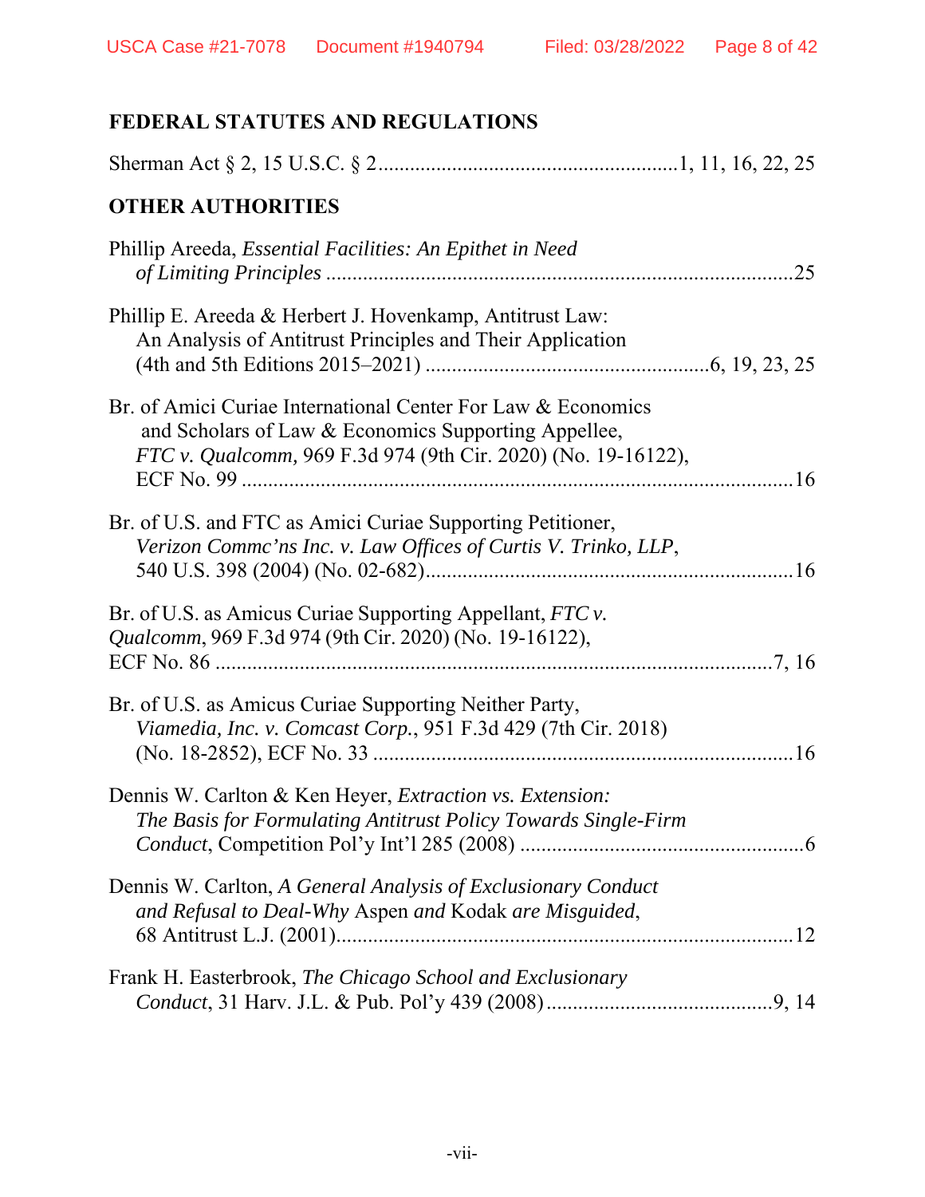## FEDERAL STATUTES AND REGULATIONS

Sherman Act § 2, 15 U.S.C. § 2........................................................1, 11, 16, 22, 25

## OTHER AUTHORITIES

Phillip Areeda, *Essential Facilities: An Epithet in Need of Limiting Principles* ........................................................................................25

Phillip E. Areeda & Herbert J. Hovenkamp, Antitrust Law: An Analysis of Antitrust Principles and Their Application (4th and 5th Editions 2015–2021) .....................................................6, 19, 23, 25

Br. of Amici Curiae International Center For Law & Economics and Scholars of Law & Economics Supporting Appellee, *FTC v. Qualcomm,* 969 F.3d 974 (9th Cir. 2020) (No. 19-16122), ECF No. 99 .........................................................................................16

Br. of U.S. and FTC as Amici Curiae Supporting Petitioner, *Verizon Commc'ns Inc. v. Law Offices of Curtis V. Trinko, LLP*, 540 U.S. 398 (2004) (No. 02-682).....................................................................16

Br. of U.S. as Amicus Curiae Supporting Appellant, *FTC v. Qualcomm*, 969 F.3d 974 (9th Cir. 2020) (No. 19-16122), ECF No. 86 ..........................................................................................7, 16

Br. of U.S. as Amicus Curiae Supporting Neither Party, *Viamedia, Inc. v. Comcast Corp.*, 951 F.3d 429 (7th Cir. 2018) (No. 18-2852), ECF No. 33 ................................................................................16

Dennis W. Carlton & Ken Heyer, *Extraction vs. Extension: The Basis for Formulating Antitrust Policy Towards Single-Firm Conduct*, Competition Pol'y Int'l 285 (2008) ......................................................6

Dennis W. Carlton, *A General Analysis of Exclusionary Conduct and Refusal to Deal-Why* Aspen *and* Kodak *are Misguided*, 68 Antitrust L.J. (2001).......................................................................................12

Frank H. Easterbrook, *The Chicago School and Exclusionary Conduct*, 31 Harv. J.L. & Pub. Pol'y 439 (2008)...........................................9, 14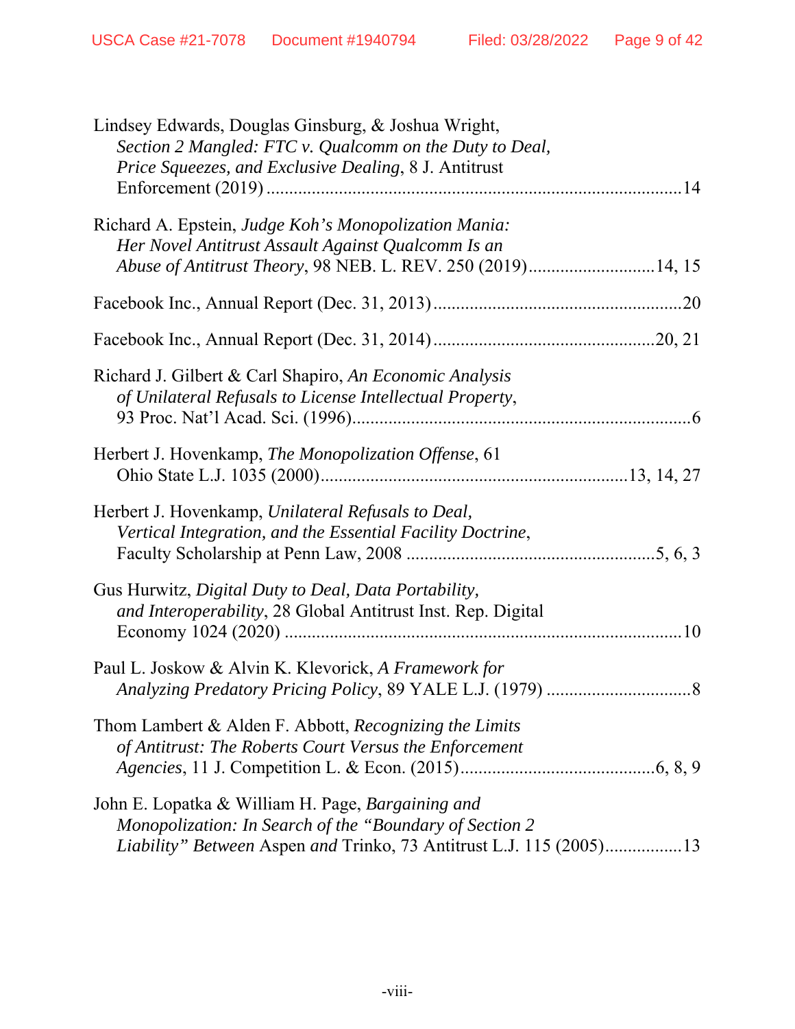Lindsey Edwards, Douglas Ginsburg, & Joshua Wright, *Section 2 Mangled: FTC v. Qualcomm on the Duty to Deal, Price Squeezes, and Exclusive Dealing*, 8 J. Antitrust Enforcement (2019) ............................................................................................14

Richard A. Epstein, *Judge Koh's Monopolization Mania: Her Novel Antitrust Assault Against Qualcomm Is an Abuse of Antitrust Theory*, 98 NEB. L. REV. 250 (2019)............................14, 15

Facebook Inc., Annual Report (Dec. 31, 2013).......................................................20

Facebook Inc., Annual Report (Dec. 31, 2014)................................................20, 21

Richard J. Gilbert & Carl Shapiro, *An Economic Analysis of Unilateral Refusals to License Intellectual Property*, 93 Proc. Nat'l Acad. Sci. (1996)...........................................................................6

Herbert J. Hovenkamp, *The Monopolization Offense*, 61 Ohio State L.J. 1035 (2000)...................................................................13, 14, 27

Herbert J. Hovenkamp, *Unilateral Refusals to Deal, Vertical Integration, and the Essential Facility Doctrine*, Faculty Scholarship at Penn Law, 2008 .......................................................5, 6, 3

Gus Hurwitz, *Digital Duty to Deal, Data Portability, and Interoperability*, 28 Global Antitrust Inst. Rep. Digital Economy 1024 (2020) .......................................................................................10

Paul L. Joskow & Alvin K. Klevorick, *A Framework for Analyzing Predatory Pricing Policy*, 89 YALE L.J. (1979) ................................8

Thom Lambert & Alden F. Abbott, *Recognizing the Limits of Antitrust: The Roberts Court Versus the Enforcement Agencies*, 11 J. Competition L. & Econ. (2015)...........................................6, 8, 9

John E. Lopatka & William H. Page, *Bargaining and Monopolization: In Search of the "Boundary of Section 2 Liability" Between* Aspen *and* Trinko, 73 Antitrust L.J. 115 (2005).................13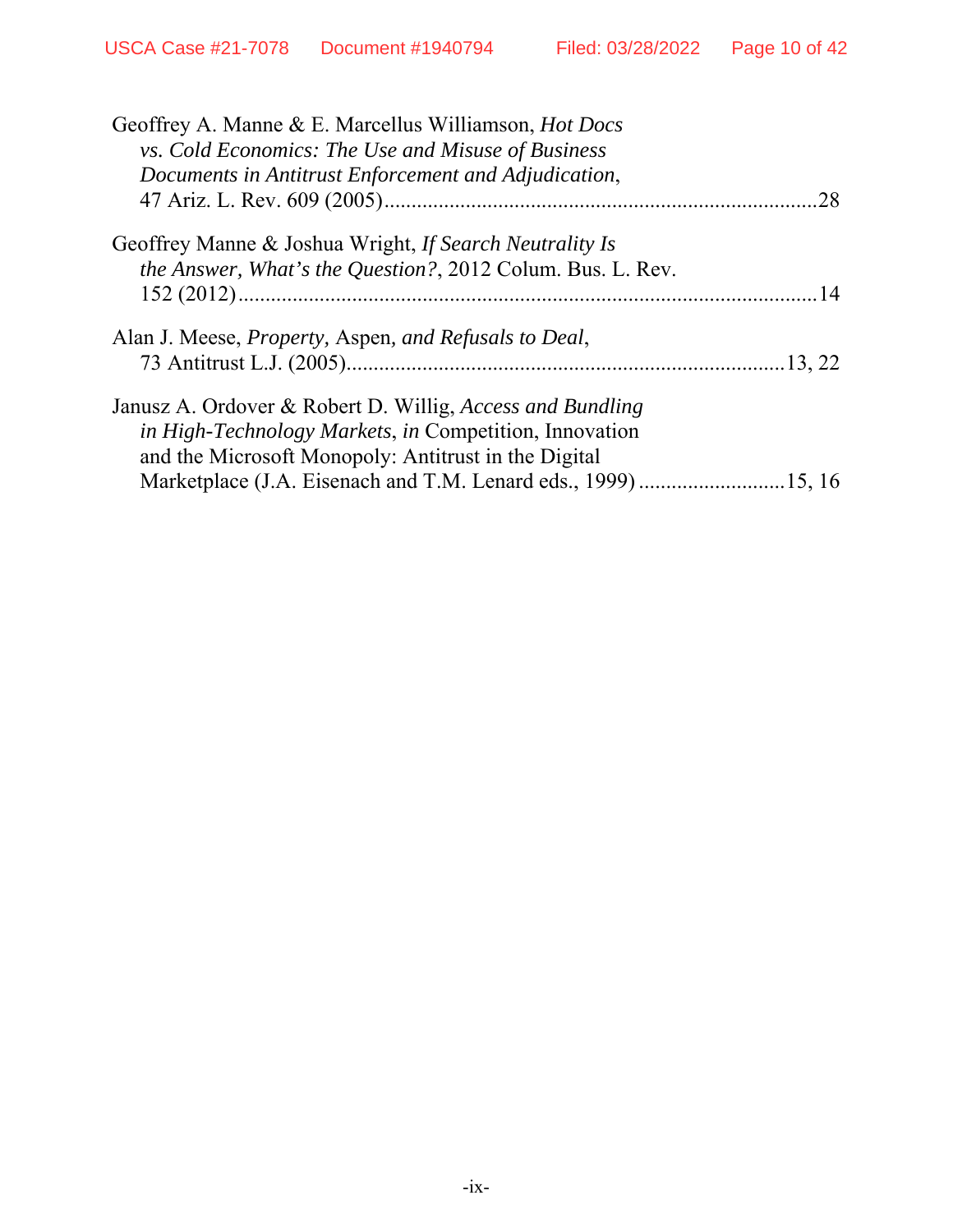Geoffrey A. Manne & E. Marcellus Williamson, *Hot Docs vs. Cold Economics: The Use and Misuse of Business Documents in Antitrust Enforcement and Adjudication*, 47 Ariz. L. Rev. 609 (2005)................................................................................28

Geoffrey Manne & Joshua Wright, *If Search Neutrality Is the Answer, What's the Question?*, 2012 Colum. Bus. L. Rev. 152 (2012)..........................................................................................................14

Alan J. Meese, *Property,* Aspen*, and Refusals to Deal*, 73 Antitrust L.J. (2005)................................................................................13, 22

Janusz A. Ordover & Robert D. Willig, *Access and Bundling in High-Technology Markets*, *in* Competition, Innovation and the Microsoft Monopoly: Antitrust in the Digital Marketplace (J.A. Eisenach and T.M. Lenard eds., 1999) ...........................15, 16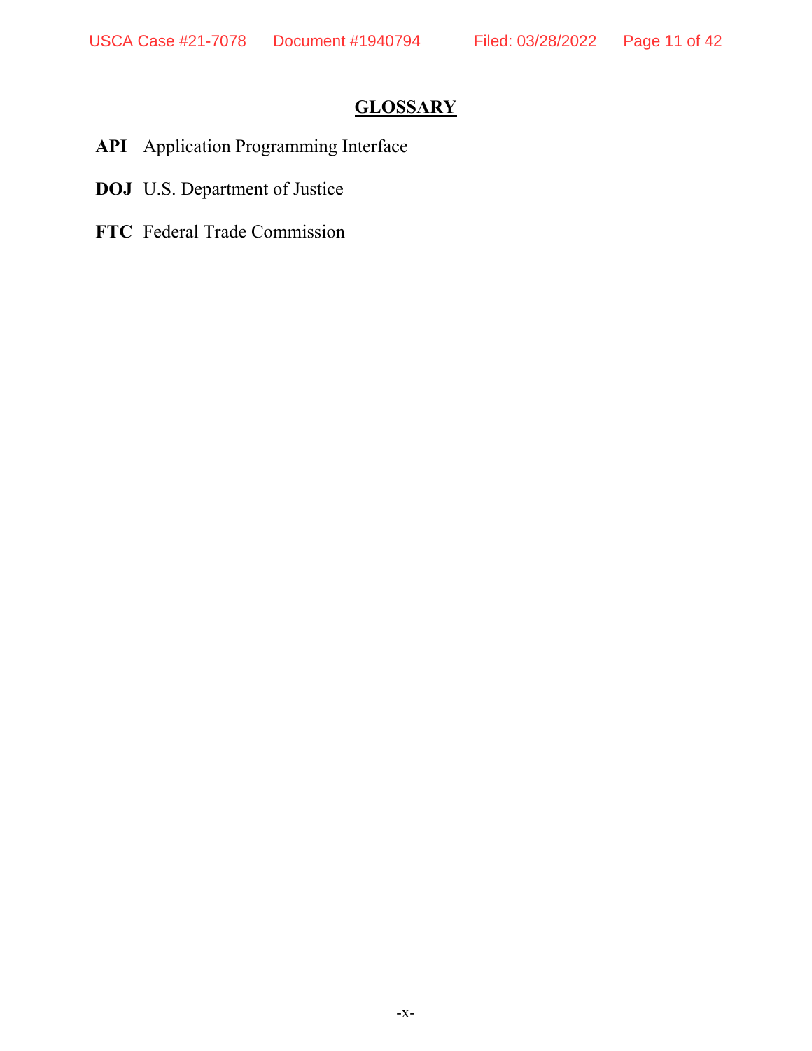# GLOSSARY

**API** Application Programming Interface

**DOJ** U.S. Department of Justice

**FTC** Federal Trade Commission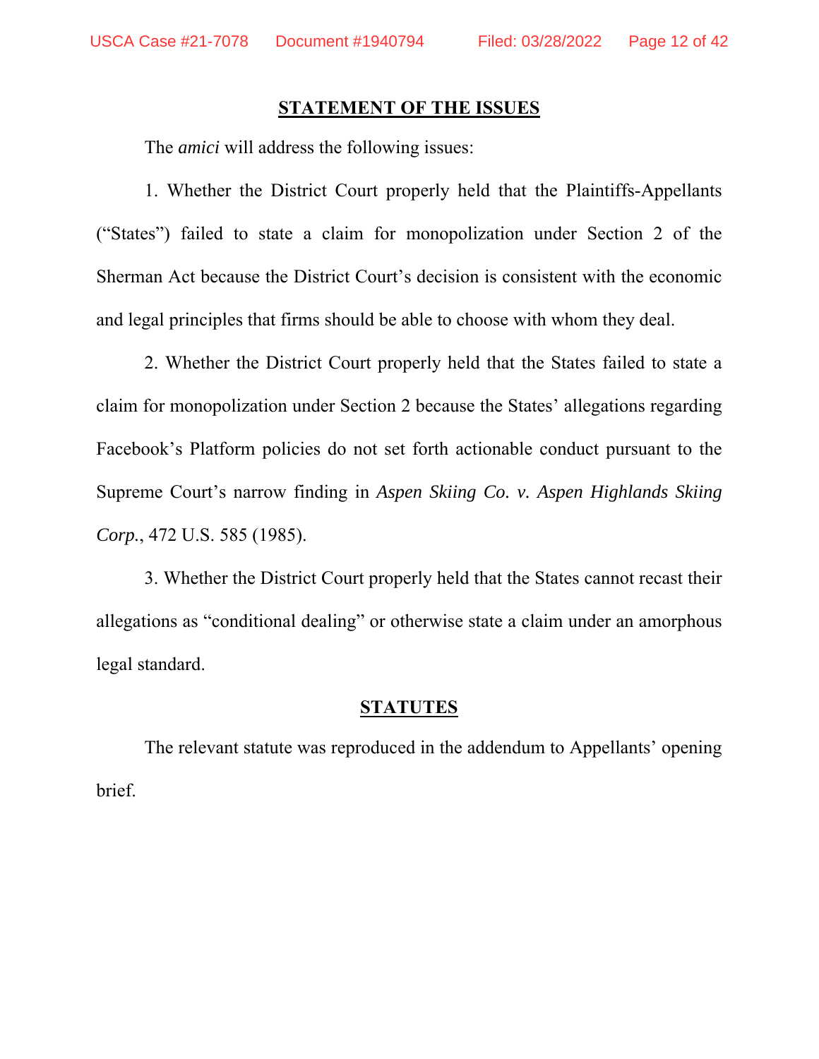## STATEMENT OF THE ISSUES

The *amici* will address the following issues:

1. Whether the District Court properly held that the Plaintiffs-Appellants ("States") failed to state a claim for monopolization under Section 2 of the Sherman Act because the District Court's decision is consistent with the economic and legal principles that firms should be able to choose with whom they deal.

2. Whether the District Court properly held that the States failed to state a claim for monopolization under Section 2 because the States' allegations regarding Facebook's Platform policies do not set forth actionable conduct pursuant to the Supreme Court's narrow finding in *Aspen Skiing Co. v. Aspen Highlands Skiing Corp.*, 472 U.S. 585 (1985).

3. Whether the District Court properly held that the States cannot recast their allegations as "conditional dealing" or otherwise state a claim under an amorphous legal standard.

## STATUTES

The relevant statute was reproduced in the addendum to Appellants' opening brief.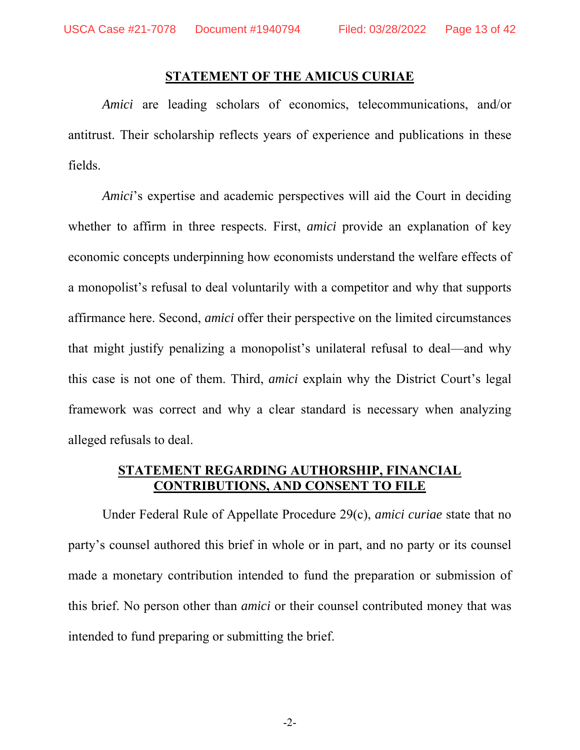## STATEMENT OF THE AMICUS CURIAE

*Amici* are leading scholars of economics, telecommunications, and/or antitrust. Their scholarship reflects years of experience and publications in these fields.

*Amici*'s expertise and academic perspectives will aid the Court in deciding whether to affirm in three respects. First, *amici* provide an explanation of key economic concepts underpinning how economists understand the welfare effects of a monopolist's refusal to deal voluntarily with a competitor and why that supports affirmance here. Second, *amici* offer their perspective on the limited circumstances that might justify penalizing a monopolist's unilateral refusal to deal—and why this case is not one of them. Third, *amici* explain why the District Court's legal framework was correct and why a clear standard is necessary when analyzing alleged refusals to deal.

## STATEMENT REGARDING AUTHORSHIP, FINANCIAL CONTRIBUTIONS, AND CONSENT TO FILE

Under Federal Rule of Appellate Procedure 29(c), *amici curiae* state that no party's counsel authored this brief in whole or in part, and no party or its counsel made a monetary contribution intended to fund the preparation or submission of this brief. No person other than *amici* or their counsel contributed money that was intended to fund preparing or submitting the brief.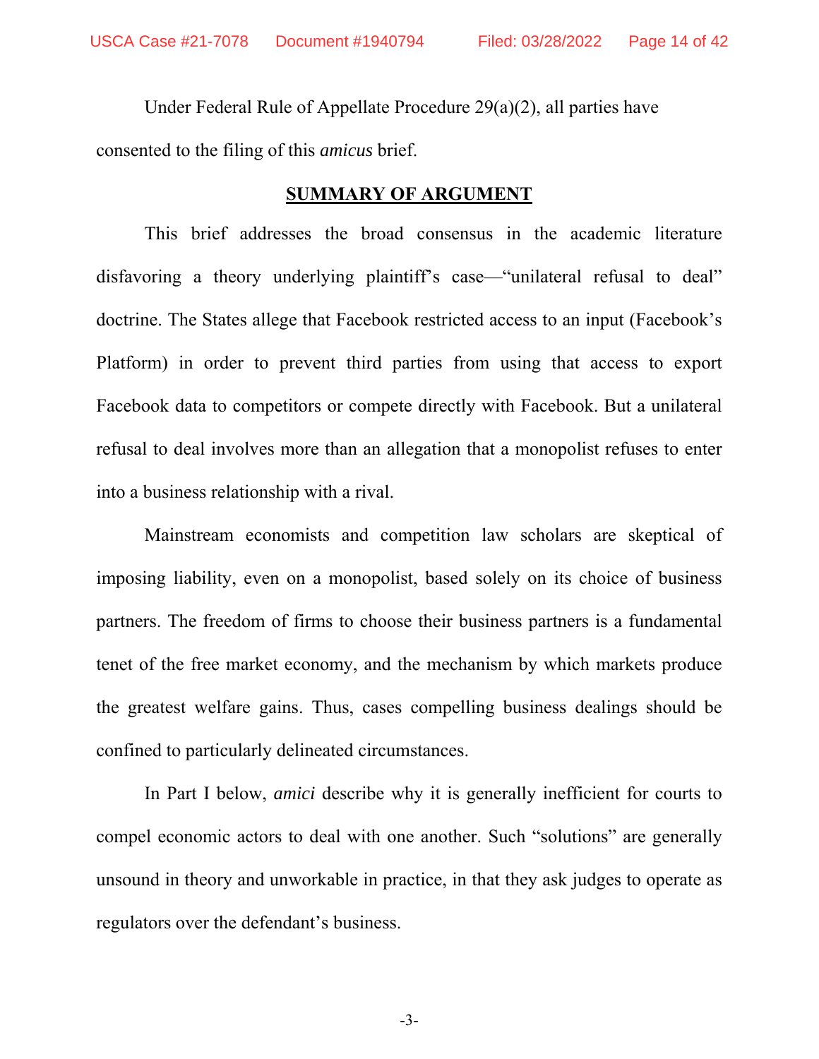Under Federal Rule of Appellate Procedure 29(a)(2), all parties have consented to the filing of this *amicus* brief.

## SUMMARY OF ARGUMENT

This brief addresses the broad consensus in the academic literature disfavoring a theory underlying plaintiff's case—"unilateral refusal to deal" doctrine. The States allege that Facebook restricted access to an input (Facebook's Platform) in order to prevent third parties from using that access to export Facebook data to competitors or compete directly with Facebook. But a unilateral refusal to deal involves more than an allegation that a monopolist refuses to enter into a business relationship with a rival.

Mainstream economists and competition law scholars are skeptical of imposing liability, even on a monopolist, based solely on its choice of business partners. The freedom of firms to choose their business partners is a fundamental tenet of the free market economy, and the mechanism by which markets produce the greatest welfare gains. Thus, cases compelling business dealings should be confined to particularly delineated circumstances.

In Part I below, *amici* describe why it is generally inefficient for courts to compel economic actors to deal with one another. Such "solutions" are generally unsound in theory and unworkable in practice, in that they ask judges to operate as regulators over the defendant's business.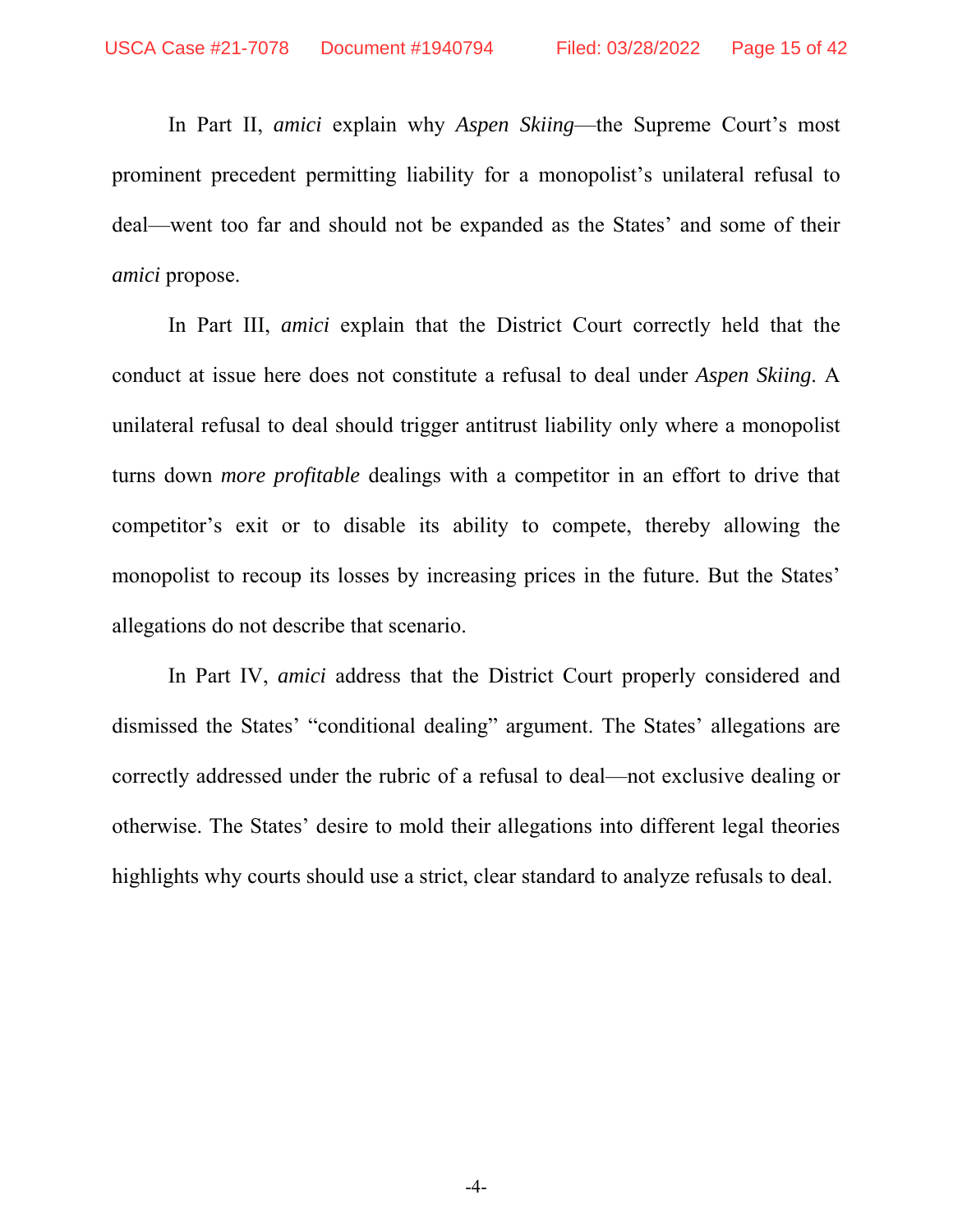In Part II, *amici* explain why *Aspen Skiing*—the Supreme Court's most prominent precedent permitting liability for a monopolist's unilateral refusal to deal—went too far and should not be expanded as the States' and some of their *amici* propose.

In Part III, *amici* explain that the District Court correctly held that the conduct at issue here does not constitute a refusal to deal under *Aspen Skiing*. A unilateral refusal to deal should trigger antitrust liability only where a monopolist turns down *more profitable* dealings with a competitor in an effort to drive that competitor's exit or to disable its ability to compete, thereby allowing the monopolist to recoup its losses by increasing prices in the future. But the States' allegations do not describe that scenario.

In Part IV, *amici* address that the District Court properly considered and dismissed the States' "conditional dealing" argument. The States' allegations are correctly addressed under the rubric of a refusal to deal—not exclusive dealing or otherwise. The States' desire to mold their allegations into different legal theories highlights why courts should use a strict, clear standard to analyze refusals to deal.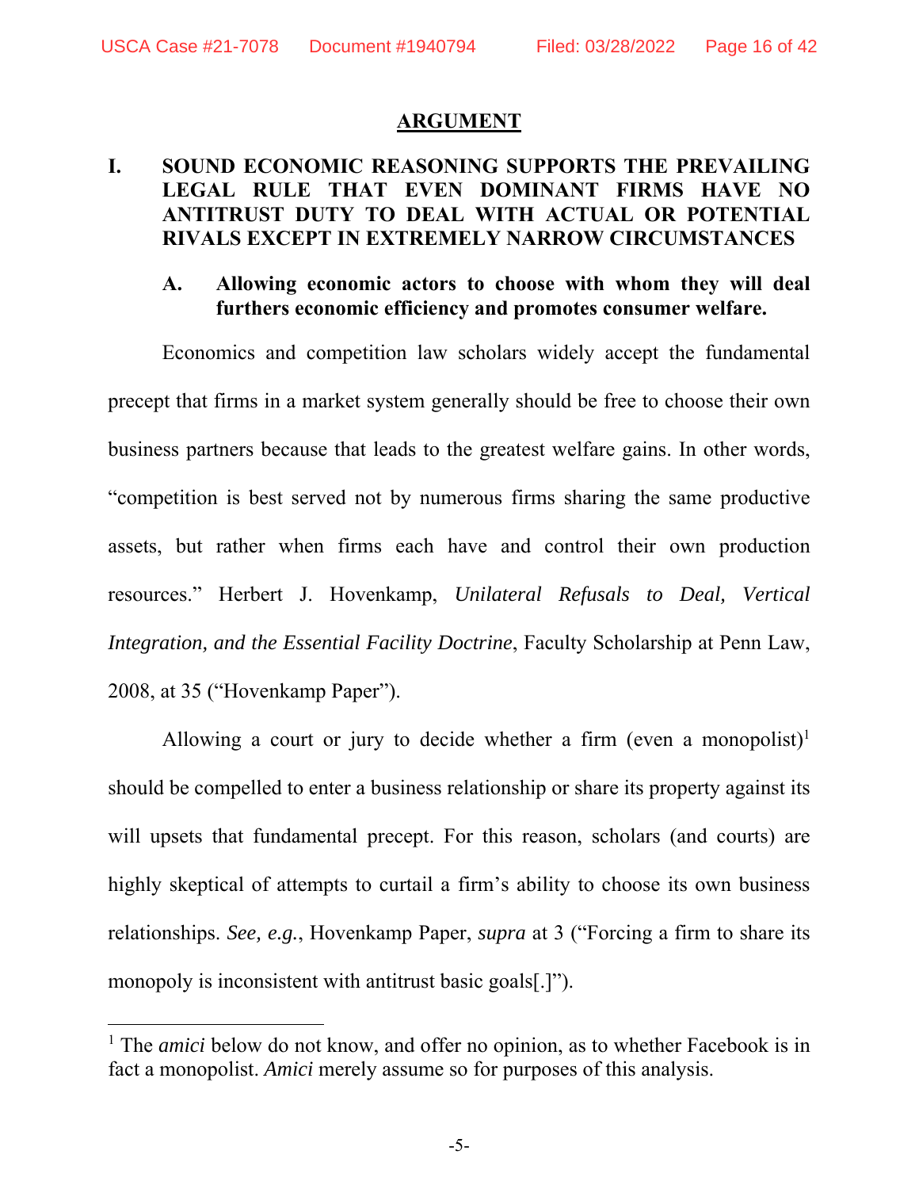## ARGUMENT

### I. SOUND ECONOMIC REASONING SUPPORTS THE PREVAILING LEGAL RULE THAT EVEN DOMINANT FIRMS HAVE NO ANTITRUST DUTY TO DEAL WITH ACTUAL OR POTENTIAL RIVALS EXCEPT IN EXTREMELY NARROW CIRCUMSTANCES

#### A. Allowing economic actors to choose with whom they will deal furthers economic efficiency and promotes consumer welfare.

Economics and competition law scholars widely accept the fundamental precept that firms in a market system generally should be free to choose their own business partners because that leads to the greatest welfare gains. In other words, "competition is best served not by numerous firms sharing the same productive assets, but rather when firms each have and control their own production resources." Herbert J. Hovenkamp, *Unilateral Refusals to Deal, Vertical Integration, and the Essential Facility Doctrine*, Faculty Scholarship at Penn Law, 2008, at 35 ("Hovenkamp Paper").

Allowing a court or jury to decide whether a firm (even a monopolist)[1] should be compelled to enter a business relationship or share its property against its will upsets that fundamental precept. For this reason, scholars (and courts) are highly skeptical of attempts to curtail a firm's ability to choose its own business relationships. *See, e.g.*, Hovenkamp Paper, *supra* at 3 ("Forcing a firm to share its monopoly is inconsistent with antitrust basic goals[.]").

---

[1] The *amici* below do not know, and offer no opinion, as to whether Facebook is in fact a monopolist. *Amici* merely assume so for purposes of this analysis.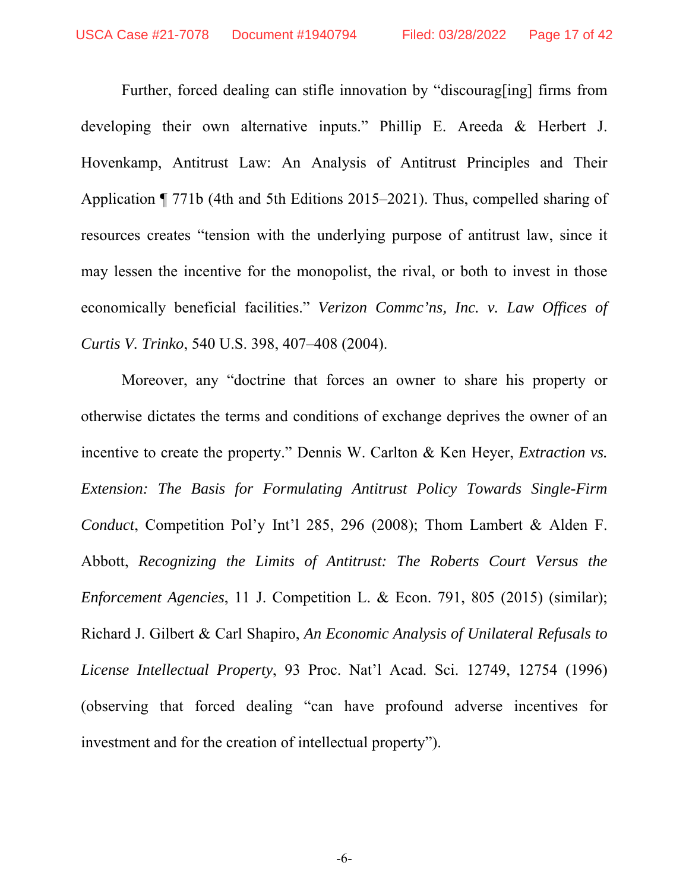Further, forced dealing can stifle innovation by "discourag[ing] firms from developing their own alternative inputs." Phillip E. Areeda & Herbert J. Hovenkamp, Antitrust Law: An Analysis of Antitrust Principles and Their Application ¶ 771b (4th and 5th Editions 2015–2021). Thus, compelled sharing of resources creates "tension with the underlying purpose of antitrust law, since it may lessen the incentive for the monopolist, the rival, or both to invest in those economically beneficial facilities." *Verizon Commc'ns, Inc. v. Law Offices of Curtis V. Trinko*, 540 U.S. 398, 407–408 (2004).

Moreover, any "doctrine that forces an owner to share his property or otherwise dictates the terms and conditions of exchange deprives the owner of an incentive to create the property." Dennis W. Carlton & Ken Heyer, *Extraction vs. Extension: The Basis for Formulating Antitrust Policy Towards Single-Firm Conduct*, Competition Pol'y Int'l 285, 296 (2008); Thom Lambert & Alden F. Abbott, *Recognizing the Limits of Antitrust: The Roberts Court Versus the Enforcement Agencies*, 11 J. Competition L. & Econ. 791, 805 (2015) (similar); Richard J. Gilbert & Carl Shapiro, *An Economic Analysis of Unilateral Refusals to License Intellectual Property*, 93 Proc. Nat'l Acad. Sci. 12749, 12754 (1996) (observing that forced dealing "can have profound adverse incentives for investment and for the creation of intellectual property").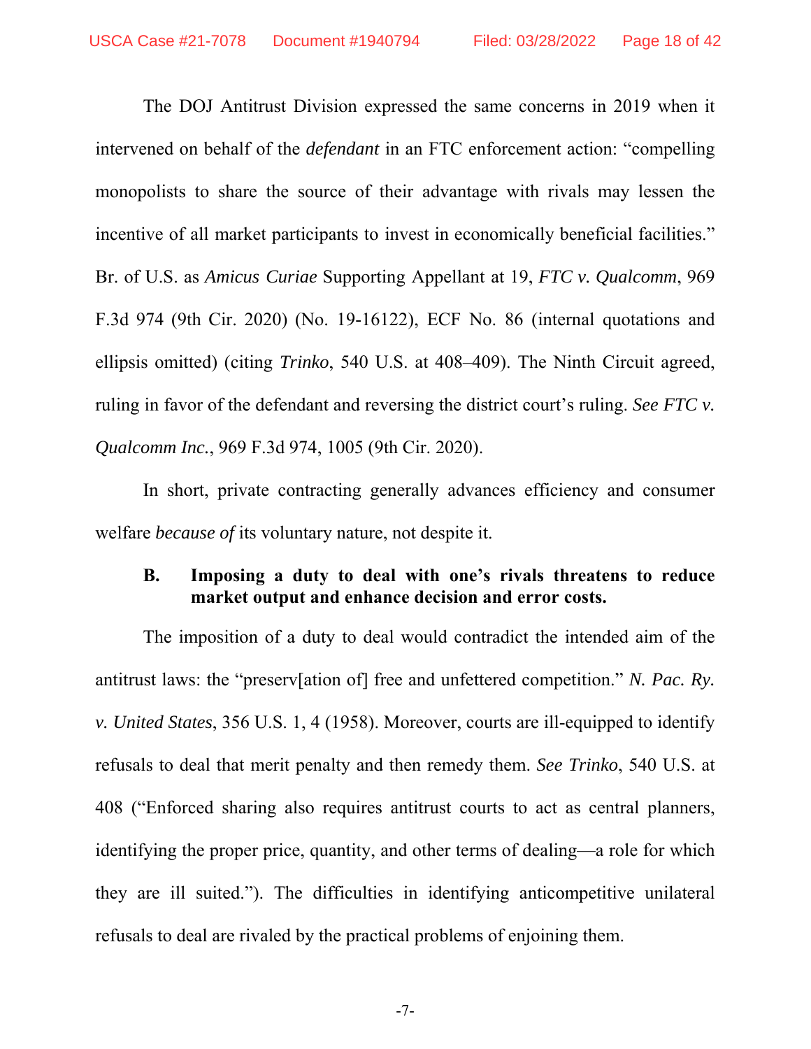The DOJ Antitrust Division expressed the same concerns in 2019 when it intervened on behalf of the *defendant* in an FTC enforcement action: "compelling monopolists to share the source of their advantage with rivals may lessen the incentive of all market participants to invest in economically beneficial facilities." Br. of U.S. as *Amicus Curiae* Supporting Appellant at 19, *FTC v. Qualcomm*, 969 F.3d 974 (9th Cir. 2020) (No. 19-16122), ECF No. 86 (internal quotations and ellipsis omitted) (citing *Trinko*, 540 U.S. at 408–409). The Ninth Circuit agreed, ruling in favor of the defendant and reversing the district court's ruling. *See FTC v. Qualcomm Inc.*, 969 F.3d 974, 1005 (9th Cir. 2020).

In short, private contracting generally advances efficiency and consumer welfare *because of* its voluntary nature, not despite it.

### B. Imposing a duty to deal with one's rivals threatens to reduce market output and enhance decision and error costs.

The imposition of a duty to deal would contradict the intended aim of the antitrust laws: the "preserv[ation of] free and unfettered competition." *N. Pac. Ry. v. United States*, 356 U.S. 1, 4 (1958). Moreover, courts are ill-equipped to identify refusals to deal that merit penalty and then remedy them. *See Trinko*, 540 U.S. at 408 ("Enforced sharing also requires antitrust courts to act as central planners, identifying the proper price, quantity, and other terms of dealing—a role for which they are ill suited."). The difficulties in identifying anticompetitive unilateral refusals to deal are rivaled by the practical problems of enjoining them.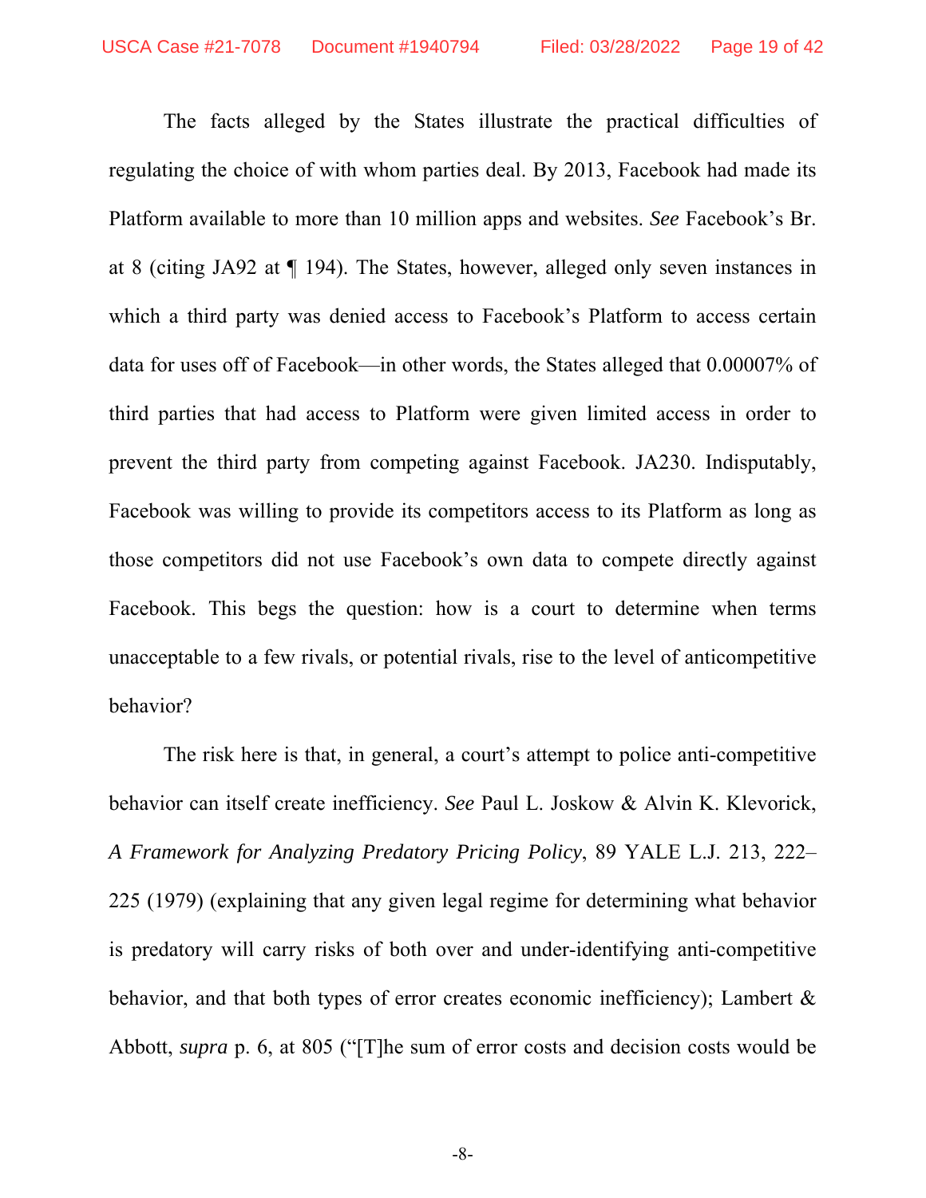The facts alleged by the States illustrate the practical difficulties of regulating the choice of with whom parties deal. By 2013, Facebook had made its Platform available to more than 10 million apps and websites. *See* Facebook's Br. at 8 (citing JA92 at ¶ 194). The States, however, alleged only seven instances in which a third party was denied access to Facebook's Platform to access certain data for uses off of Facebook—in other words, the States alleged that 0.00007% of third parties that had access to Platform were given limited access in order to prevent the third party from competing against Facebook. JA230. Indisputably, Facebook was willing to provide its competitors access to its Platform as long as those competitors did not use Facebook's own data to compete directly against Facebook. This begs the question: how is a court to determine when terms unacceptable to a few rivals, or potential rivals, rise to the level of anticompetitive behavior?

The risk here is that, in general, a court's attempt to police anti-competitive behavior can itself create inefficiency. *See* Paul L. Joskow & Alvin K. Klevorick, *A Framework for Analyzing Predatory Pricing Policy*, 89 YALE L.J. 213, 222–225 (1979) (explaining that any given legal regime for determining what behavior is predatory will carry risks of both over and under-identifying anti-competitive behavior, and that both types of error creates economic inefficiency); Lambert & Abbott, *supra* p. 6, at 805 ("[T]he sum of error costs and decision costs would be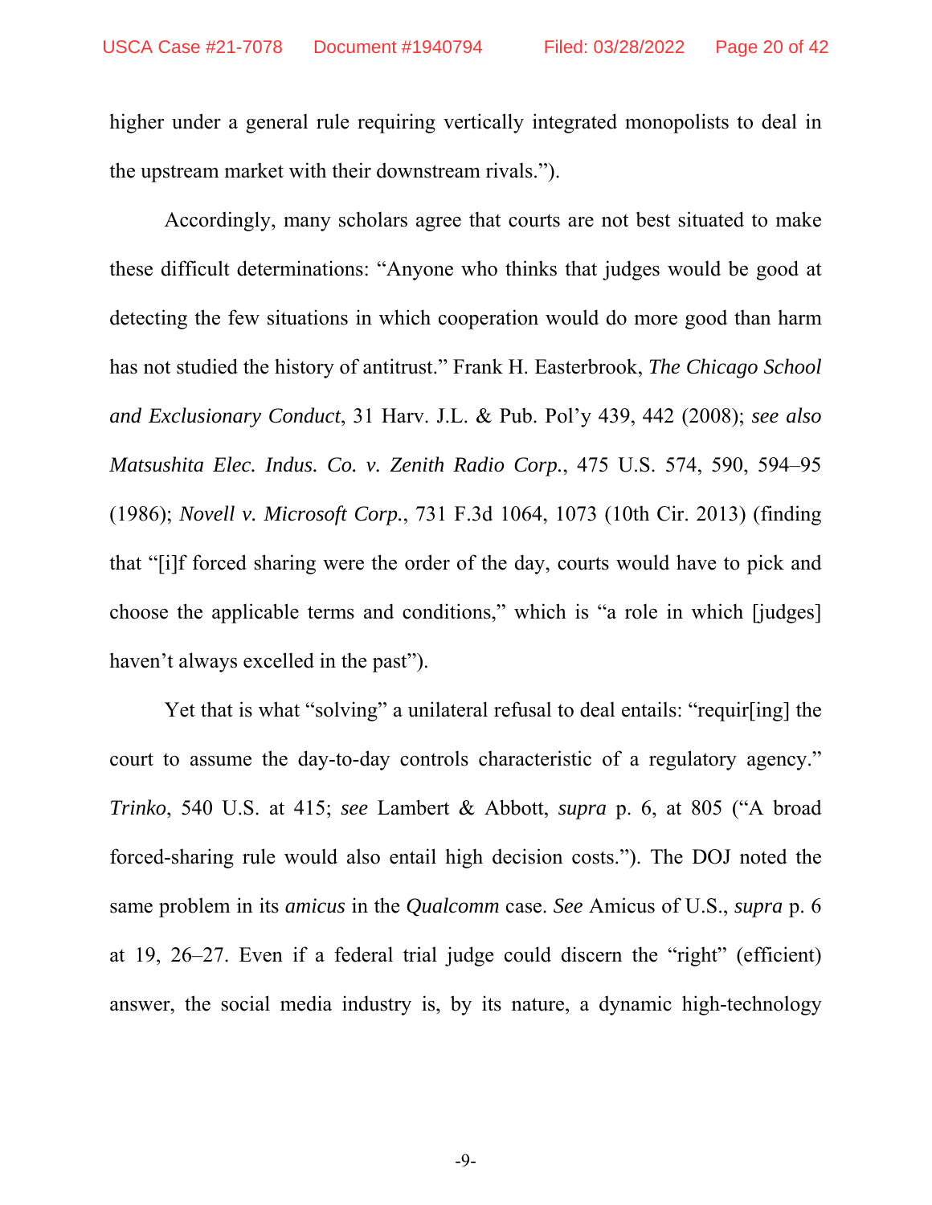higher under a general rule requiring vertically integrated monopolists to deal in the upstream market with their downstream rivals.").

Accordingly, many scholars agree that courts are not best situated to make these difficult determinations: "Anyone who thinks that judges would be good at detecting the few situations in which cooperation would do more good than harm has not studied the history of antitrust." Frank H. Easterbrook, *The Chicago School and Exclusionary Conduct*, 31 Harv. J.L. & Pub. Pol'y 439, 442 (2008); *see also Matsushita Elec. Indus. Co. v. Zenith Radio Corp.*, 475 U.S. 574, 590, 594–95 (1986); *Novell v. Microsoft Corp.*, 731 F.3d 1064, 1073 (10th Cir. 2013) (finding that "[i]f forced sharing were the order of the day, courts would have to pick and choose the applicable terms and conditions," which is "a role in which [judges] haven't always excelled in the past").

Yet that is what "solving" a unilateral refusal to deal entails: "requir[ing] the court to assume the day-to-day controls characteristic of a regulatory agency." *Trinko*, 540 U.S. at 415; *see* Lambert & Abbott, *supra* p. 6, at 805 ("A broad forced-sharing rule would also entail high decision costs."). The DOJ noted the same problem in its *amicus* in the *Qualcomm* case. *See* Amicus of U.S., *supra* p. 6 at 19, 26–27. Even if a federal trial judge could discern the "right" (efficient) answer, the social media industry is, by its nature, a dynamic high-technology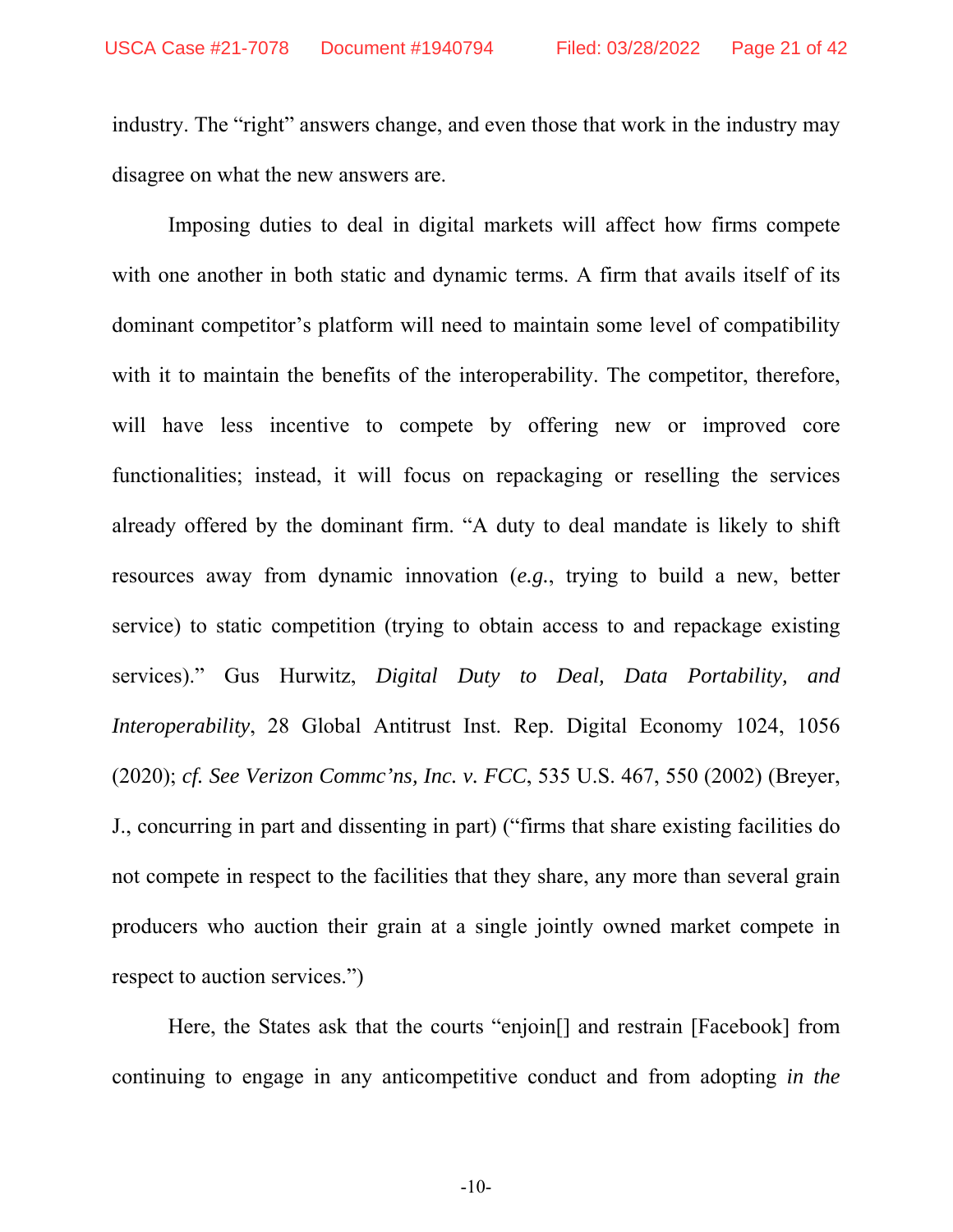industry. The "right" answers change, and even those that work in the industry may disagree on what the new answers are.

Imposing duties to deal in digital markets will affect how firms compete with one another in both static and dynamic terms. A firm that avails itself of its dominant competitor's platform will need to maintain some level of compatibility with it to maintain the benefits of the interoperability. The competitor, therefore, will have less incentive to compete by offering new or improved core functionalities; instead, it will focus on repackaging or reselling the services already offered by the dominant firm. "A duty to deal mandate is likely to shift resources away from dynamic innovation (*e.g.*, trying to build a new, better service) to static competition (trying to obtain access to and repackage existing services)." Gus Hurwitz, *Digital Duty to Deal, Data Portability, and Interoperability*, 28 Global Antitrust Inst. Rep. Digital Economy 1024, 1056 (2020); *cf. See Verizon Commc'ns, Inc. v. FCC*, 535 U.S. 467, 550 (2002) (Breyer, J., concurring in part and dissenting in part) ("firms that share existing facilities do not compete in respect to the facilities that they share, any more than several grain producers who auction their grain at a single jointly owned market compete in respect to auction services.")

Here, the States ask that the courts "enjoin[] and restrain [Facebook] from continuing to engage in any anticompetitive conduct and from adopting *in the*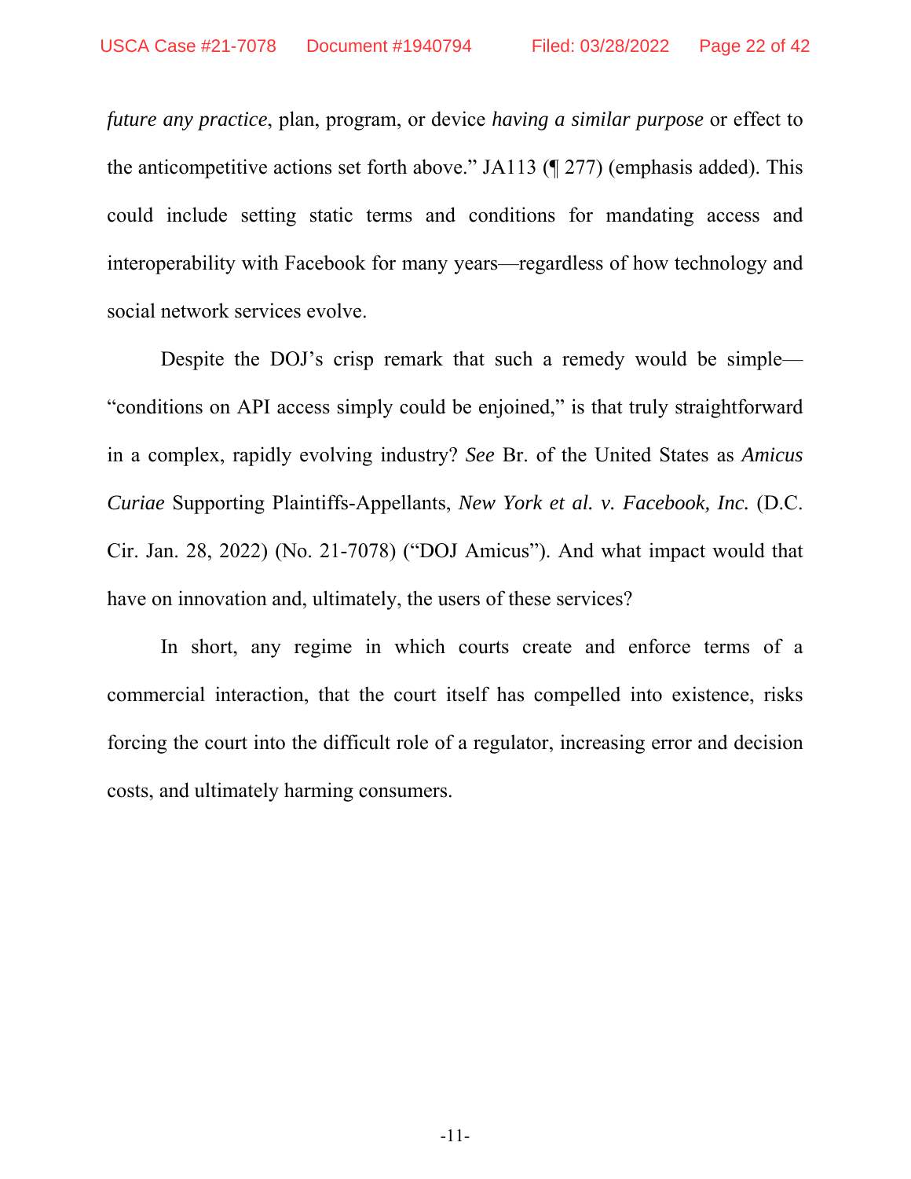*future any practice*, plan, program, or device *having a similar purpose* or effect to the anticompetitive actions set forth above." JA113 (¶ 277) (emphasis added). This could include setting static terms and conditions for mandating access and interoperability with Facebook for many years—regardless of how technology and social network services evolve.

Despite the DOJ's crisp remark that such a remedy would be simple—"conditions on API access simply could be enjoined," is that truly straightforward in a complex, rapidly evolving industry? *See* Br. of the United States as *Amicus Curiae* Supporting Plaintiffs-Appellants, *New York et al. v. Facebook, Inc.* (D.C. Cir. Jan. 28, 2022) (No. 21-7078) ("DOJ Amicus"). And what impact would that have on innovation and, ultimately, the users of these services?

In short, any regime in which courts create and enforce terms of a commercial interaction, that the court itself has compelled into existence, risks forcing the court into the difficult role of a regulator, increasing error and decision costs, and ultimately harming consumers.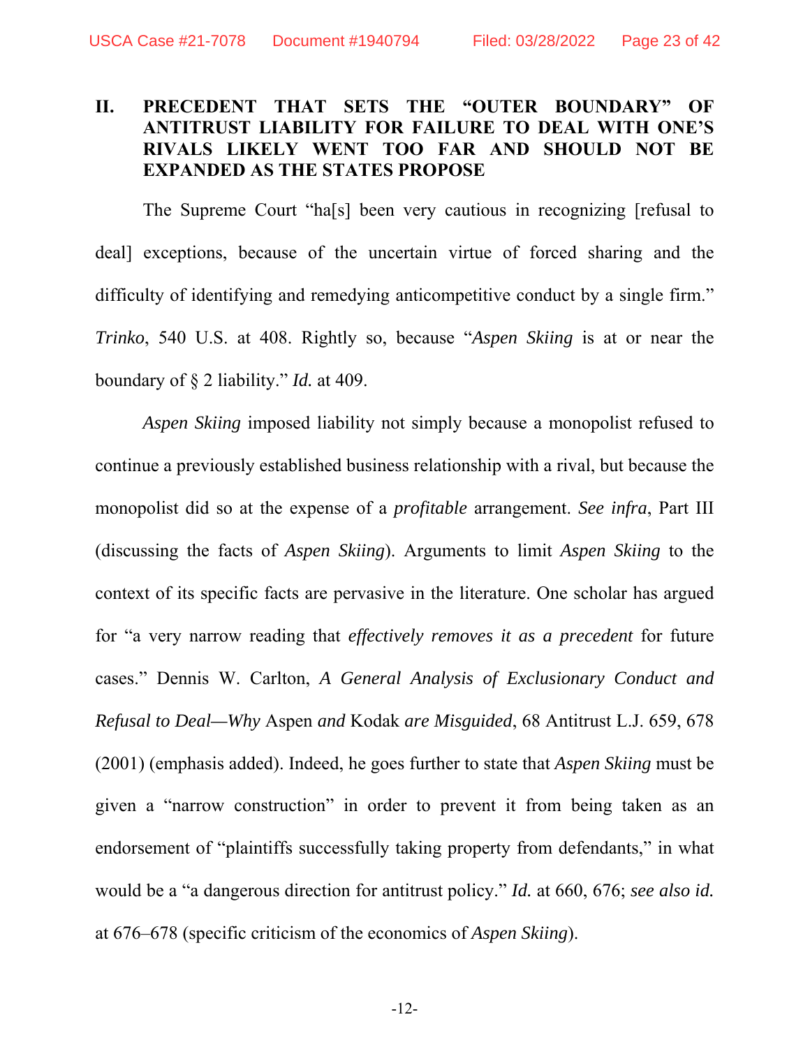## II. PRECEDENT THAT SETS THE "OUTER BOUNDARY" OF ANTITRUST LIABILITY FOR FAILURE TO DEAL WITH ONE'S RIVALS LIKELY WENT TOO FAR AND SHOULD NOT BE EXPANDED AS THE STATES PROPOSE

The Supreme Court "ha[s] been very cautious in recognizing [refusal to deal] exceptions, because of the uncertain virtue of forced sharing and the difficulty of identifying and remedying anticompetitive conduct by a single firm." *Trinko*, 540 U.S. at 408. Rightly so, because "*Aspen Skiing* is at or near the boundary of § 2 liability." *Id.* at 409.

*Aspen Skiing* imposed liability not simply because a monopolist refused to continue a previously established business relationship with a rival, but because the monopolist did so at the expense of a *profitable* arrangement. *See infra*, Part III (discussing the facts of *Aspen Skiing*). Arguments to limit *Aspen Skiing* to the context of its specific facts are pervasive in the literature. One scholar has argued for "a very narrow reading that *effectively removes it as a precedent* for future cases." Dennis W. Carlton, *A General Analysis of Exclusionary Conduct and Refusal to Deal—Why* Aspen *and* Kodak *are Misguided*, 68 Antitrust L.J. 659, 678 (2001) (emphasis added). Indeed, he goes further to state that *Aspen Skiing* must be given a "narrow construction" in order to prevent it from being taken as an endorsement of "plaintiffs successfully taking property from defendants," in what would be a "a dangerous direction for antitrust policy." *Id.* at 660, 676; *see also id.* at 676–678 (specific criticism of the economics of *Aspen Skiing*).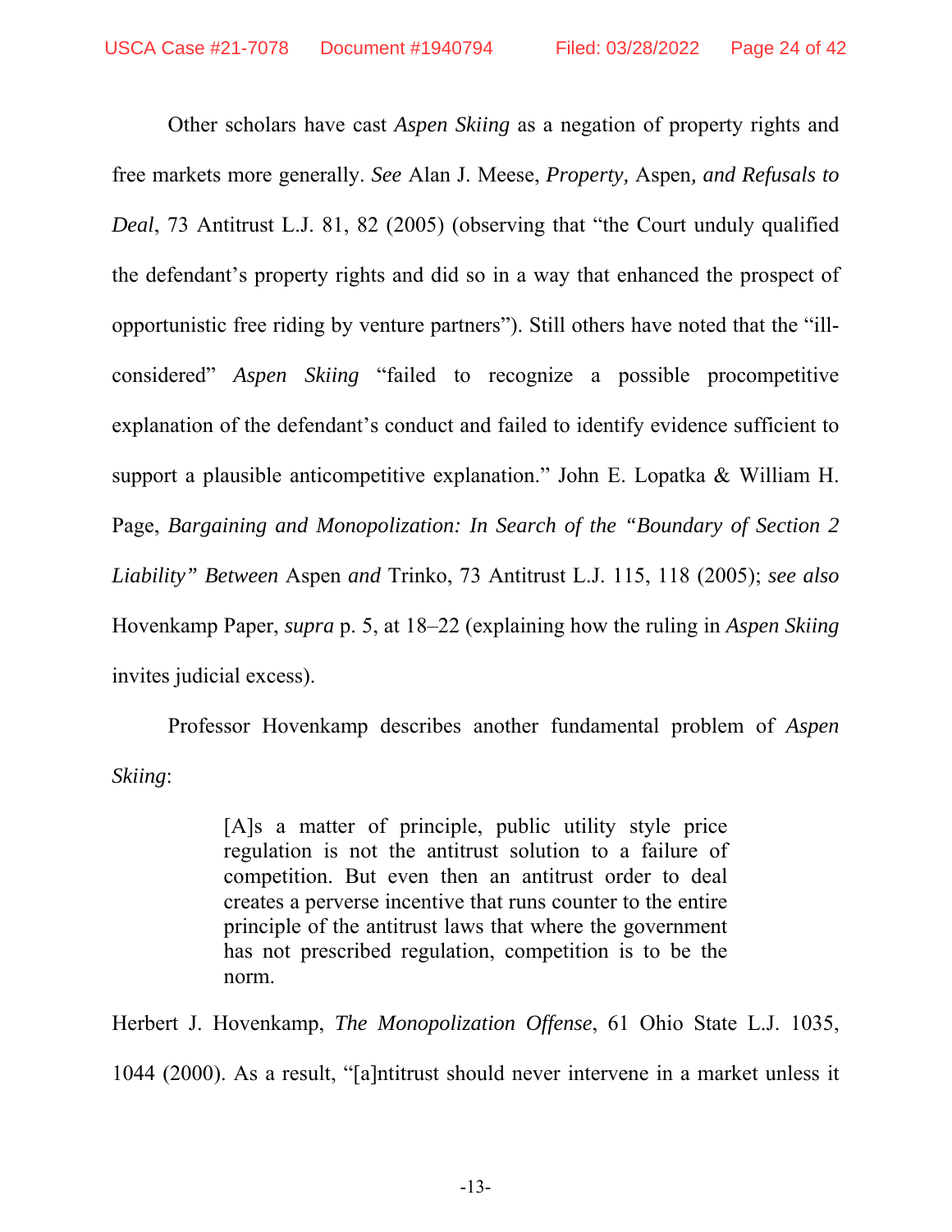Other scholars have cast *Aspen Skiing* as a negation of property rights and free markets more generally. *See* Alan J. Meese, *Property,* Aspen*, and Refusals to Deal*, 73 Antitrust L.J. 81, 82 (2005) (observing that "the Court unduly qualified the defendant's property rights and did so in a way that enhanced the prospect of opportunistic free riding by venture partners"). Still others have noted that the "ill-considered" *Aspen Skiing* "failed to recognize a possible procompetitive explanation of the defendant's conduct and failed to identify evidence sufficient to support a plausible anticompetitive explanation." John E. Lopatka & William H. Page, *Bargaining and Monopolization: In Search of the "Boundary of Section 2 Liability" Between* Aspen *and* Trinko, 73 Antitrust L.J. 115, 118 (2005); *see also* Hovenkamp Paper, *supra* p. 5, at 18–22 (explaining how the ruling in *Aspen Skiing* invites judicial excess).

Professor Hovenkamp describes another fundamental problem of *Aspen Skiing*:

> [A]s a matter of principle, public utility style price regulation is not the antitrust solution to a failure of competition. But even then an antitrust order to deal creates a perverse incentive that runs counter to the entire principle of the antitrust laws that where the government has not prescribed regulation, competition is to be the norm.

Herbert J. Hovenkamp, *The Monopolization Offense*, 61 Ohio State L.J. 1035, 1044 (2000). As a result, "[a]ntitrust should never intervene in a market unless it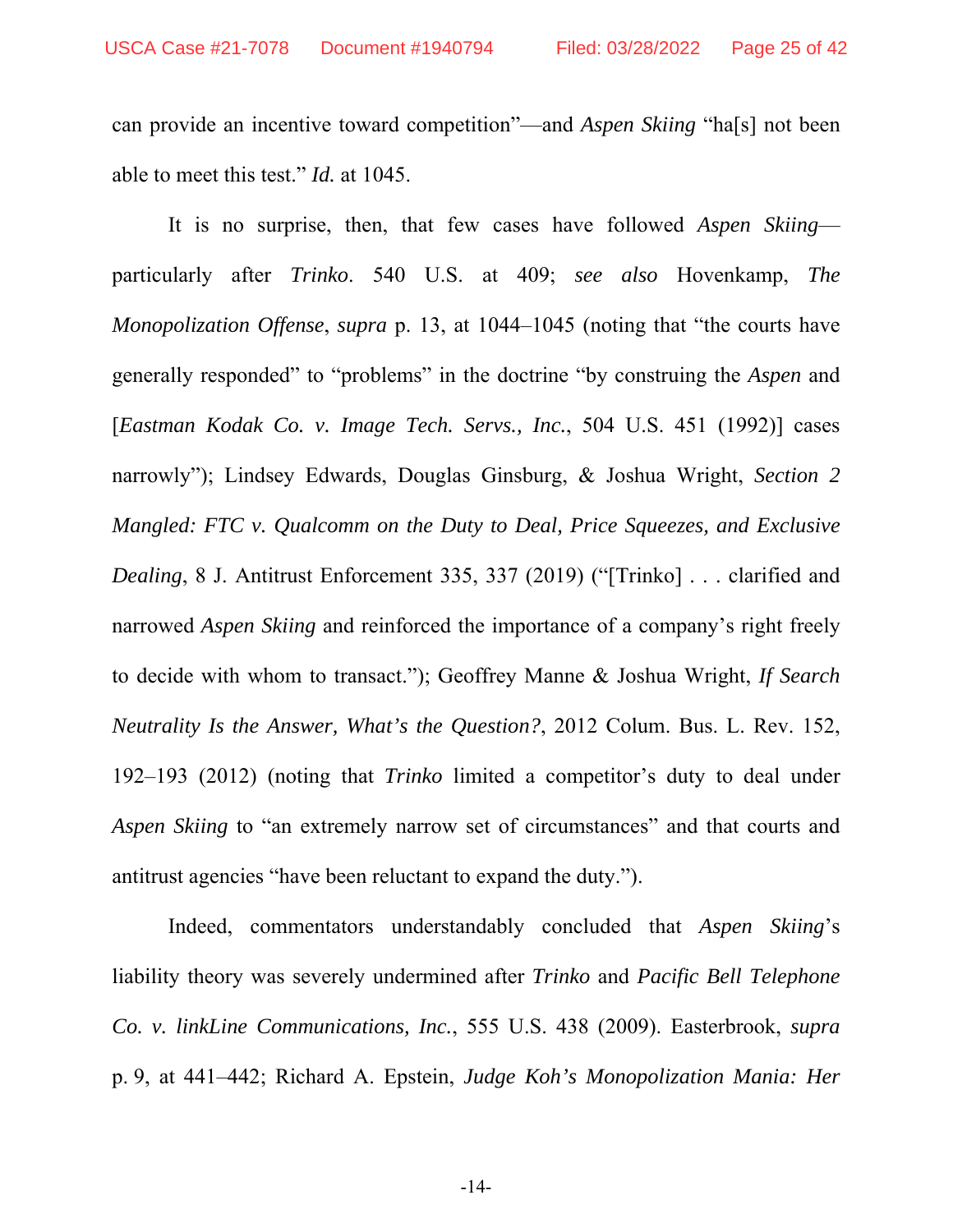can provide an incentive toward competition"—and *Aspen Skiing* "ha[s] not been able to meet this test." *Id.* at 1045.

It is no surprise, then, that few cases have followed *Aspen Skiing*—particularly after *Trinko*. 540 U.S. at 409; *see also* Hovenkamp, *The Monopolization Offense*, *supra* p. 13, at 1044–1045 (noting that "the courts have generally responded" to "problems" in the doctrine "by construing the *Aspen* and [*Eastman Kodak Co. v. Image Tech. Servs., Inc.*, 504 U.S. 451 (1992)] cases narrowly"); Lindsey Edwards, Douglas Ginsburg, & Joshua Wright, *Section 2 Mangled: FTC v. Qualcomm on the Duty to Deal, Price Squeezes, and Exclusive Dealing*, 8 J. Antitrust Enforcement 335, 337 (2019) ("[Trinko] . . . clarified and narrowed *Aspen Skiing* and reinforced the importance of a company's right freely to decide with whom to transact."); Geoffrey Manne & Joshua Wright, *If Search Neutrality Is the Answer, What's the Question?*, 2012 Colum. Bus. L. Rev. 152, 192–193 (2012) (noting that *Trinko* limited a competitor's duty to deal under *Aspen Skiing* to "an extremely narrow set of circumstances" and that courts and antitrust agencies "have been reluctant to expand the duty.").

Indeed, commentators understandably concluded that *Aspen Skiing*'s liability theory was severely undermined after *Trinko* and *Pacific Bell Telephone Co. v. linkLine Communications, Inc.*, 555 U.S. 438 (2009). Easterbrook, *supra* p. 9, at 441–442; Richard A. Epstein, *Judge Koh's Monopolization Mania: Her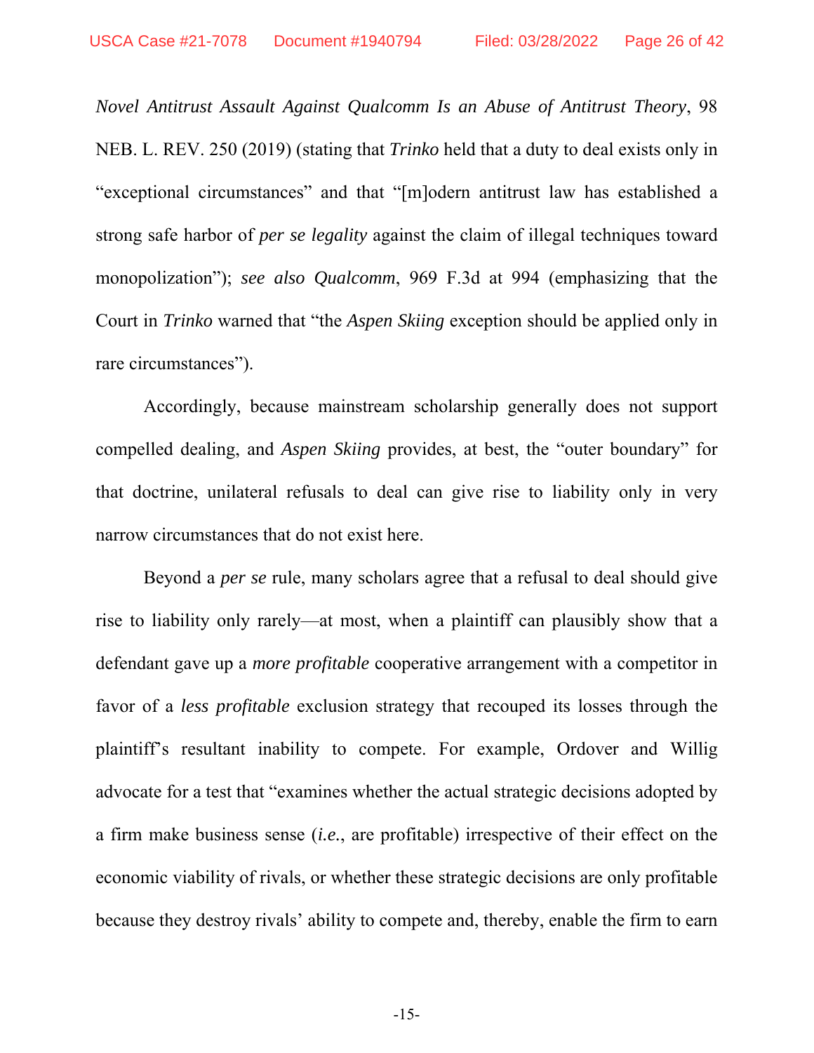*Novel Antitrust Assault Against Qualcomm Is an Abuse of Antitrust Theory*, 98 NEB. L. REV. 250 (2019) (stating that *Trinko* held that a duty to deal exists only in "exceptional circumstances" and that "[m]odern antitrust law has established a strong safe harbor of *per se legality* against the claim of illegal techniques toward monopolization"); *see also Qualcomm*, 969 F.3d at 994 (emphasizing that the Court in *Trinko* warned that "the *Aspen Skiing* exception should be applied only in rare circumstances").

Accordingly, because mainstream scholarship generally does not support compelled dealing, and *Aspen Skiing* provides, at best, the "outer boundary" for that doctrine, unilateral refusals to deal can give rise to liability only in very narrow circumstances that do not exist here.

Beyond a *per se* rule, many scholars agree that a refusal to deal should give rise to liability only rarely—at most, when a plaintiff can plausibly show that a defendant gave up a *more profitable* cooperative arrangement with a competitor in favor of a *less profitable* exclusion strategy that recouped its losses through the plaintiff's resultant inability to compete. For example, Ordover and Willig advocate for a test that "examines whether the actual strategic decisions adopted by a firm make business sense (*i.e.*, are profitable) irrespective of their effect on the economic viability of rivals, or whether these strategic decisions are only profitable because they destroy rivals' ability to compete and, thereby, enable the firm to earn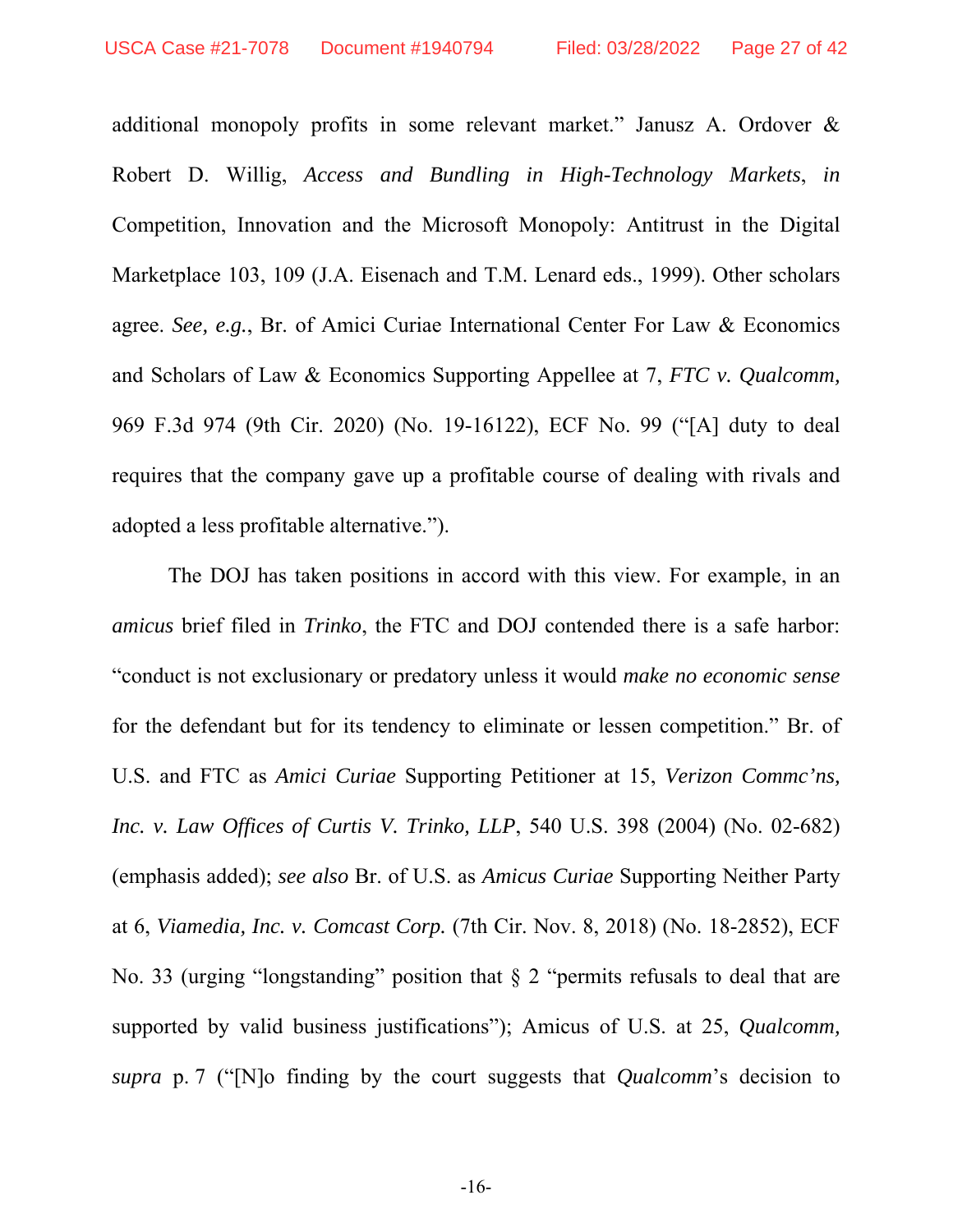additional monopoly profits in some relevant market." Janusz A. Ordover & Robert D. Willig, *Access and Bundling in High-Technology Markets*, *in* Competition, Innovation and the Microsoft Monopoly: Antitrust in the Digital Marketplace 103, 109 (J.A. Eisenach and T.M. Lenard eds., 1999). Other scholars agree. *See, e.g.*, Br. of Amici Curiae International Center For Law & Economics and Scholars of Law & Economics Supporting Appellee at 7, *FTC v. Qualcomm,* 969 F.3d 974 (9th Cir. 2020) (No. 19-16122), ECF No. 99 ("[A] duty to deal requires that the company gave up a profitable course of dealing with rivals and adopted a less profitable alternative.").

The DOJ has taken positions in accord with this view. For example, in an *amicus* brief filed in *Trinko*, the FTC and DOJ contended there is a safe harbor: "conduct is not exclusionary or predatory unless it would *make no economic sense* for the defendant but for its tendency to eliminate or lessen competition." Br. of U.S. and FTC as *Amici Curiae* Supporting Petitioner at 15, *Verizon Commc'ns, Inc. v. Law Offices of Curtis V. Trinko, LLP*, 540 U.S. 398 (2004) (No. 02-682) (emphasis added); *see also* Br. of U.S. as *Amicus Curiae* Supporting Neither Party at 6, *Viamedia, Inc. v. Comcast Corp.* (7th Cir. Nov. 8, 2018) (No. 18-2852), ECF No. 33 (urging "longstanding" position that § 2 "permits refusals to deal that are supported by valid business justifications"); Amicus of U.S. at 25, *Qualcomm, supra* p. 7 ("[N]o finding by the court suggests that *Qualcomm*'s decision to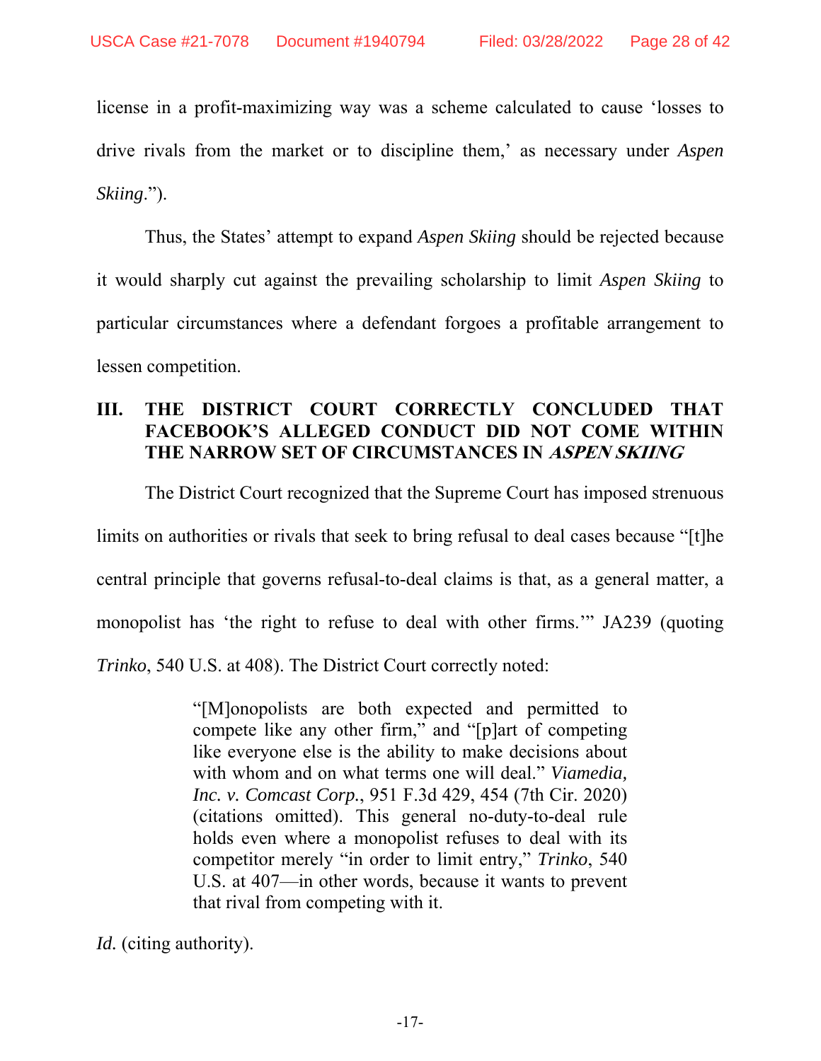license in a profit-maximizing way was a scheme calculated to cause 'losses to drive rivals from the market or to discipline them,' as necessary under *Aspen Skiing*.").

Thus, the States' attempt to expand *Aspen Skiing* should be rejected because it would sharply cut against the prevailing scholarship to limit *Aspen Skiing* to particular circumstances where a defendant forgoes a profitable arrangement to lessen competition.

## III. THE DISTRICT COURT CORRECTLY CONCLUDED THAT FACEBOOK'S ALLEGED CONDUCT DID NOT COME WITHIN THE NARROW SET OF CIRCUMSTANCES IN *ASPEN SKIING*

The District Court recognized that the Supreme Court has imposed strenuous limits on authorities or rivals that seek to bring refusal to deal cases because "[t]he central principle that governs refusal-to-deal claims is that, as a general matter, a monopolist has 'the right to refuse to deal with other firms.'" JA239 (quoting *Trinko*, 540 U.S. at 408). The District Court correctly noted:

> "[M]onopolists are both expected and permitted to compete like any other firm," and "[p]art of competing like everyone else is the ability to make decisions about with whom and on what terms one will deal." *Viamedia, Inc. v. Comcast Corp.*, 951 F.3d 429, 454 (7th Cir. 2020) (citations omitted). This general no-duty-to-deal rule holds even where a monopolist refuses to deal with its competitor merely "in order to limit entry," *Trinko*, 540 U.S. at 407—in other words, because it wants to prevent that rival from competing with it.

*Id.* (citing authority).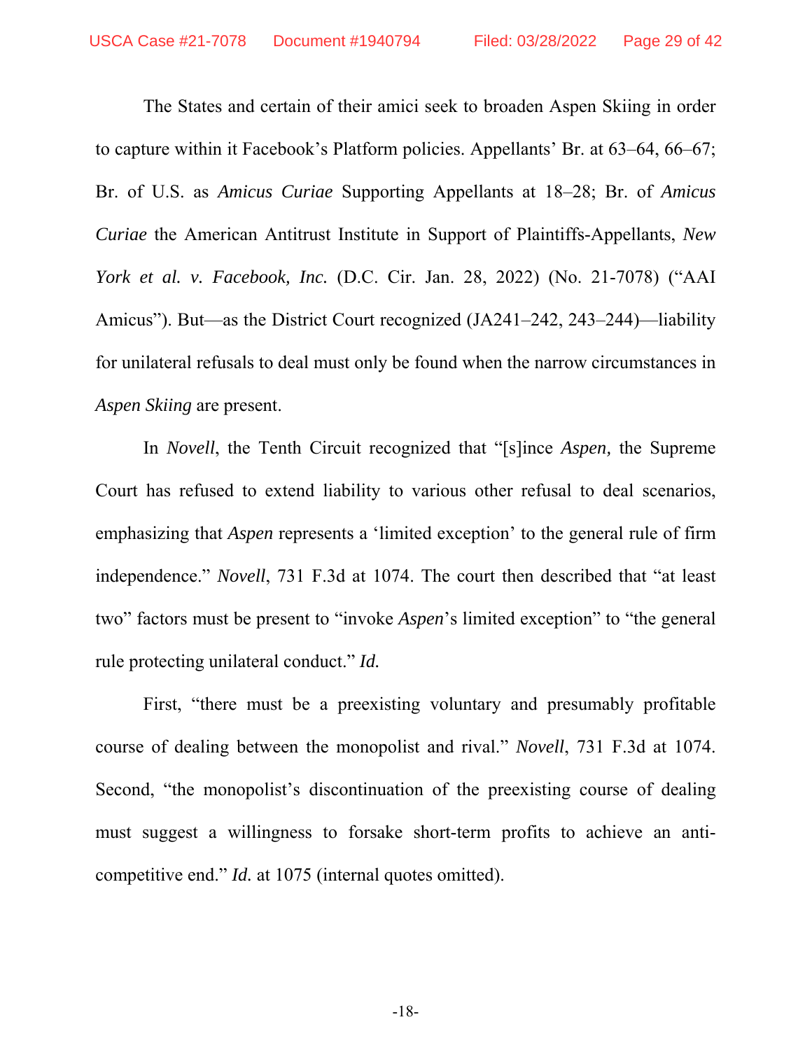The States and certain of their amici seek to broaden Aspen Skiing in order to capture within it Facebook's Platform policies. Appellants' Br. at 63–64, 66–67; Br. of U.S. as *Amicus Curiae* Supporting Appellants at 18–28; Br. of *Amicus Curiae* the American Antitrust Institute in Support of Plaintiffs-Appellants, *New York et al. v. Facebook, Inc.* (D.C. Cir. Jan. 28, 2022) (No. 21-7078) ("AAI Amicus"). But—as the District Court recognized (JA241–242, 243–244)—liability for unilateral refusals to deal must only be found when the narrow circumstances in *Aspen Skiing* are present.

In *Novell*, the Tenth Circuit recognized that "[s]ince *Aspen,* the Supreme Court has refused to extend liability to various other refusal to deal scenarios, emphasizing that *Aspen* represents a 'limited exception' to the general rule of firm independence." *Novell*, 731 F.3d at 1074. The court then described that "at least two" factors must be present to "invoke *Aspen*'s limited exception" to "the general rule protecting unilateral conduct." *Id.*

First, "there must be a preexisting voluntary and presumably profitable course of dealing between the monopolist and rival." *Novell*, 731 F.3d at 1074. Second, "the monopolist's discontinuation of the preexisting course of dealing must suggest a willingness to forsake short-term profits to achieve an anti-competitive end." *Id.* at 1075 (internal quotes omitted).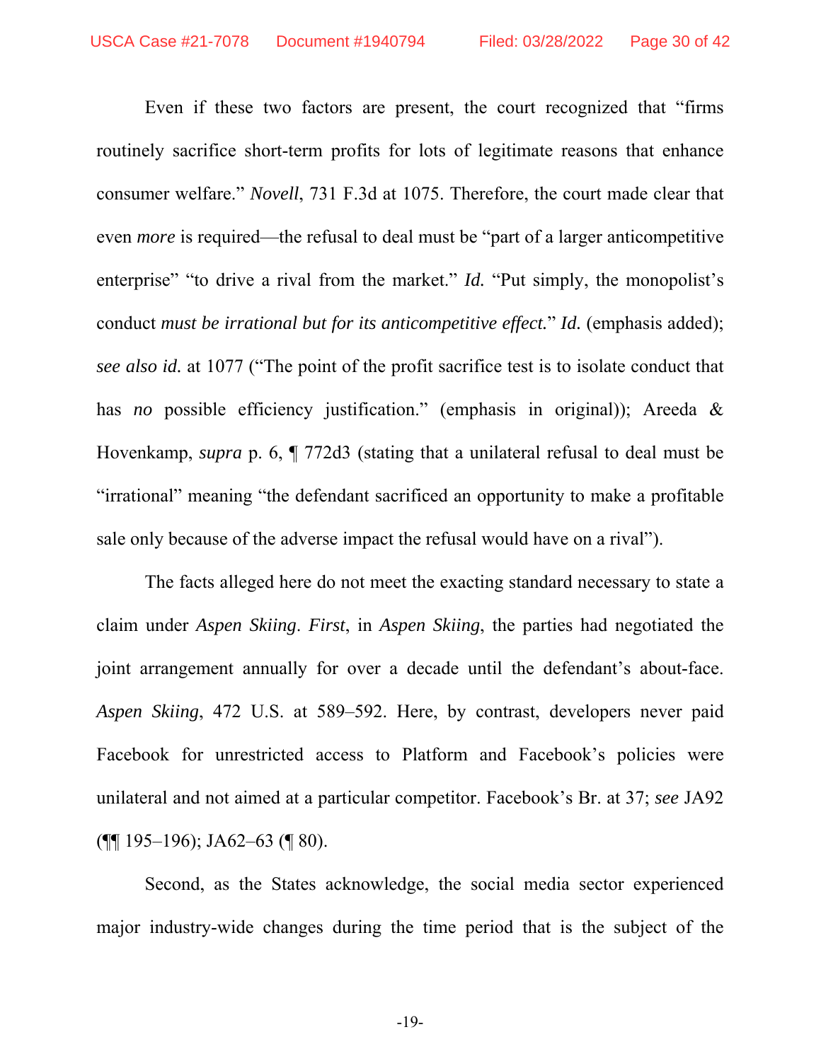Even if these two factors are present, the court recognized that "firms routinely sacrifice short-term profits for lots of legitimate reasons that enhance consumer welfare." *Novell*, 731 F.3d at 1075. Therefore, the court made clear that even *more* is required—the refusal to deal must be "part of a larger anticompetitive enterprise" "to drive a rival from the market." *Id.* "Put simply, the monopolist's conduct *must be irrational but for its anticompetitive effect.*" *Id.* (emphasis added); *see also id.* at 1077 ("The point of the profit sacrifice test is to isolate conduct that has *no* possible efficiency justification." (emphasis in original)); Areeda & Hovenkamp, *supra* p. 6, ¶ 772d3 (stating that a unilateral refusal to deal must be "irrational" meaning "the defendant sacrificed an opportunity to make a profitable sale only because of the adverse impact the refusal would have on a rival").

The facts alleged here do not meet the exacting standard necessary to state a claim under *Aspen Skiing*. *First*, in *Aspen Skiing*, the parties had negotiated the joint arrangement annually for over a decade until the defendant's about-face. *Aspen Skiing*, 472 U.S. at 589–592. Here, by contrast, developers never paid Facebook for unrestricted access to Platform and Facebook's policies were unilateral and not aimed at a particular competitor. Facebook's Br. at 37; *see* JA92 (¶¶ 195–196); JA62–63 (¶ 80).

Second, as the States acknowledge, the social media sector experienced major industry-wide changes during the time period that is the subject of the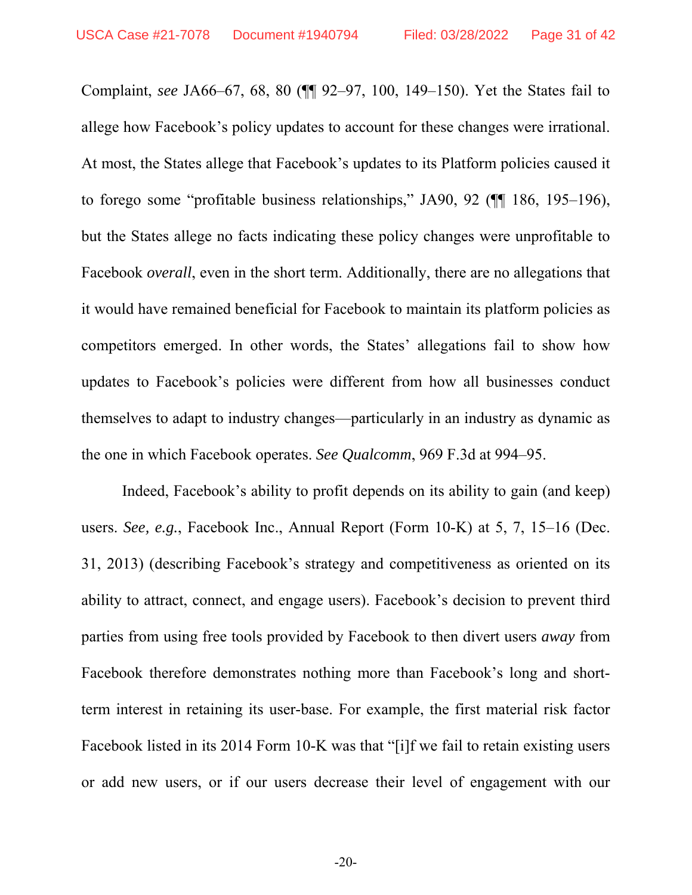Complaint, *see* JA66–67, 68, 80 (¶¶ 92–97, 100, 149–150). Yet the States fail to allege how Facebook's policy updates to account for these changes were irrational. At most, the States allege that Facebook's updates to its Platform policies caused it to forego some "profitable business relationships," JA90, 92 (¶¶ 186, 195–196), but the States allege no facts indicating these policy changes were unprofitable to Facebook *overall*, even in the short term. Additionally, there are no allegations that it would have remained beneficial for Facebook to maintain its platform policies as competitors emerged. In other words, the States' allegations fail to show how updates to Facebook's policies were different from how all businesses conduct themselves to adapt to industry changes—particularly in an industry as dynamic as the one in which Facebook operates. *See Qualcomm*, 969 F.3d at 994–95.

Indeed, Facebook's ability to profit depends on its ability to gain (and keep) users. *See, e.g.*, Facebook Inc., Annual Report (Form 10-K) at 5, 7, 15–16 (Dec. 31, 2013) (describing Facebook's strategy and competitiveness as oriented on its ability to attract, connect, and engage users). Facebook's decision to prevent third parties from using free tools provided by Facebook to then divert users *away* from Facebook therefore demonstrates nothing more than Facebook's long and short-term interest in retaining its user-base. For example, the first material risk factor Facebook listed in its 2014 Form 10-K was that "[i]f we fail to retain existing users or add new users, or if our users decrease their level of engagement with our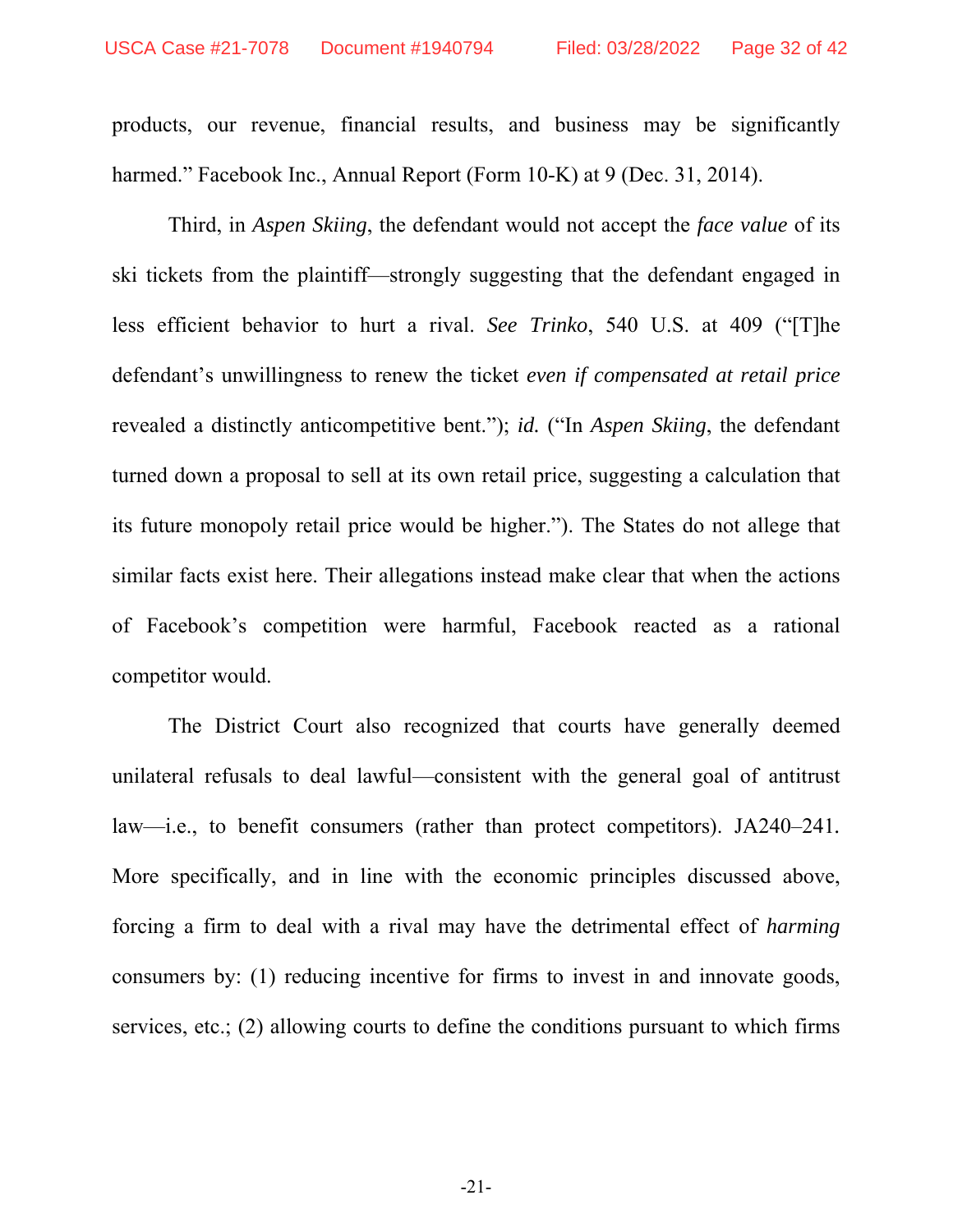products, our revenue, financial results, and business may be significantly harmed." Facebook Inc., Annual Report (Form 10-K) at 9 (Dec. 31, 2014).

Third, in *Aspen Skiing*, the defendant would not accept the *face value* of its ski tickets from the plaintiff—strongly suggesting that the defendant engaged in less efficient behavior to hurt a rival. *See Trinko*, 540 U.S. at 409 ("[T]he defendant's unwillingness to renew the ticket *even if compensated at retail price* revealed a distinctly anticompetitive bent."); *id.* ("In *Aspen Skiing*, the defendant turned down a proposal to sell at its own retail price, suggesting a calculation that its future monopoly retail price would be higher."). The States do not allege that similar facts exist here. Their allegations instead make clear that when the actions of Facebook's competition were harmful, Facebook reacted as a rational competitor would.

The District Court also recognized that courts have generally deemed unilateral refusals to deal lawful—consistent with the general goal of antitrust law—i.e., to benefit consumers (rather than protect competitors). JA240–241. More specifically, and in line with the economic principles discussed above, forcing a firm to deal with a rival may have the detrimental effect of *harming* consumers by: (1) reducing incentive for firms to invest in and innovate goods, services, etc.; (2) allowing courts to define the conditions pursuant to which firms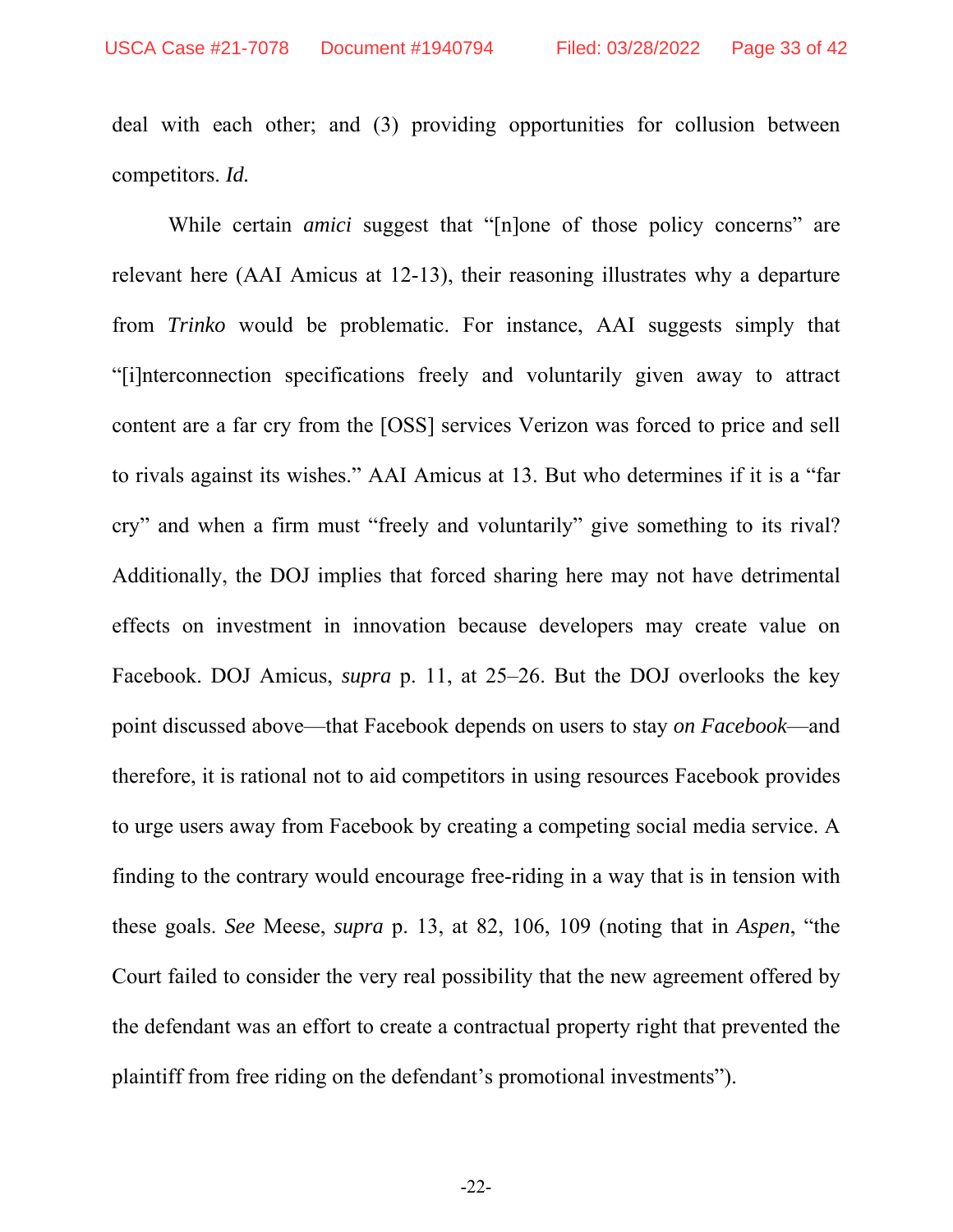deal with each other; and (3) providing opportunities for collusion between competitors. *Id.*

While certain *amici* suggest that "[n]one of those policy concerns" are relevant here (AAI Amicus at 12-13), their reasoning illustrates why a departure from *Trinko* would be problematic. For instance, AAI suggests simply that "[i]nterconnection specifications freely and voluntarily given away to attract content are a far cry from the [OSS] services Verizon was forced to price and sell to rivals against its wishes." AAI Amicus at 13. But who determines if it is a "far cry" and when a firm must "freely and voluntarily" give something to its rival? Additionally, the DOJ implies that forced sharing here may not have detrimental effects on investment in innovation because developers may create value on Facebook. DOJ Amicus, *supra* p. 11, at 25–26. But the DOJ overlooks the key point discussed above—that Facebook depends on users to stay *on Facebook*—and therefore, it is rational not to aid competitors in using resources Facebook provides to urge users away from Facebook by creating a competing social media service. A finding to the contrary would encourage free-riding in a way that is in tension with these goals. *See* Meese, *supra* p. 13, at 82, 106, 109 (noting that in *Aspen*, "the Court failed to consider the very real possibility that the new agreement offered by the defendant was an effort to create a contractual property right that prevented the plaintiff from free riding on the defendant's promotional investments").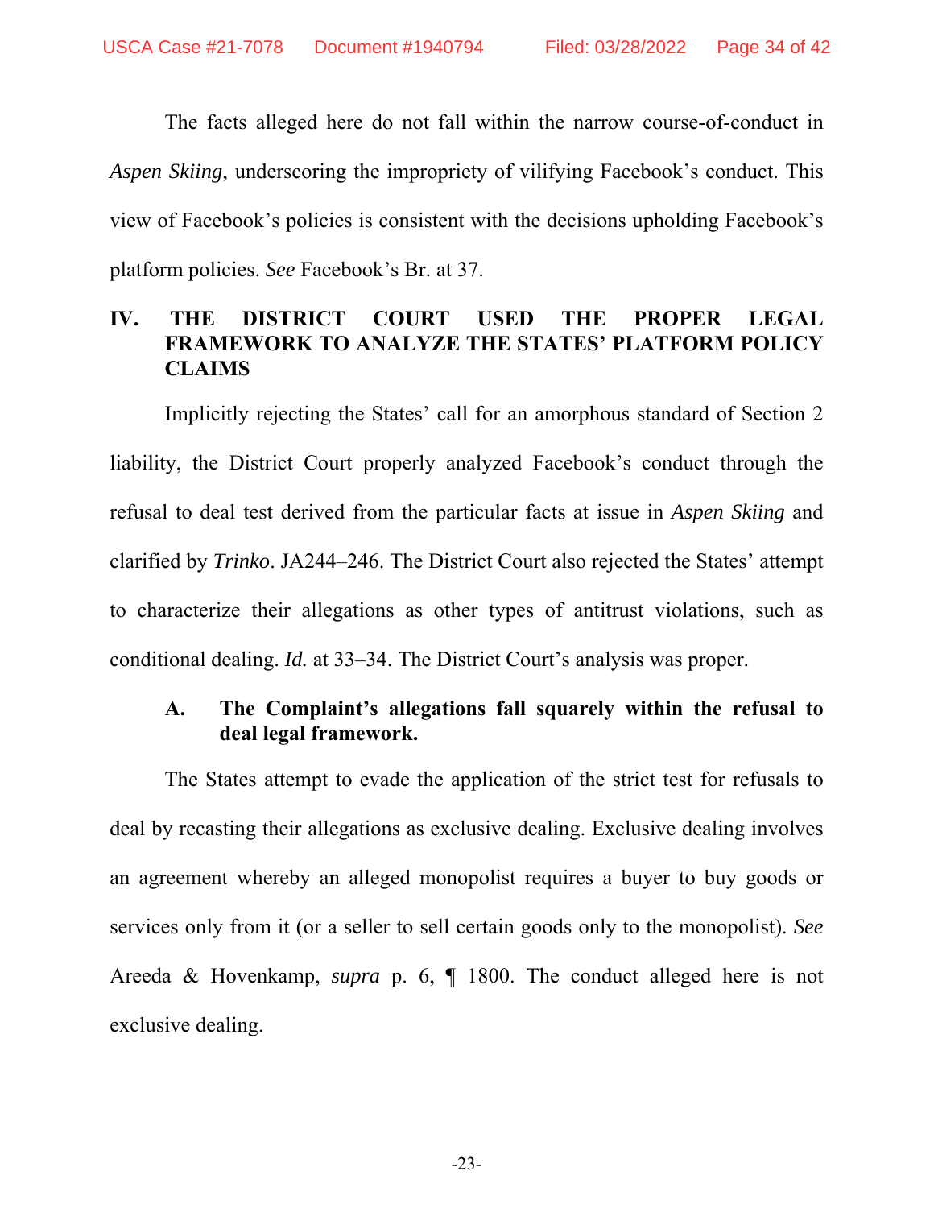The facts alleged here do not fall within the narrow course-of-conduct in *Aspen Skiing*, underscoring the impropriety of vilifying Facebook's conduct. This view of Facebook's policies is consistent with the decisions upholding Facebook's platform policies. *See* Facebook's Br. at 37.

## IV. THE DISTRICT COURT USED THE PROPER LEGAL FRAMEWORK TO ANALYZE THE STATES' PLATFORM POLICY CLAIMS

Implicitly rejecting the States' call for an amorphous standard of Section 2 liability, the District Court properly analyzed Facebook's conduct through the refusal to deal test derived from the particular facts at issue in *Aspen Skiing* and clarified by *Trinko*. JA244–246. The District Court also rejected the States' attempt to characterize their allegations as other types of antitrust violations, such as conditional dealing. *Id.* at 33–34. The District Court's analysis was proper.

### A. The Complaint's allegations fall squarely within the refusal to deal legal framework.

The States attempt to evade the application of the strict test for refusals to deal by recasting their allegations as exclusive dealing. Exclusive dealing involves an agreement whereby an alleged monopolist requires a buyer to buy goods or services only from it (or a seller to sell certain goods only to the monopolist). *See* Areeda & Hovenkamp, *supra* p. 6, ¶ 1800. The conduct alleged here is not exclusive dealing.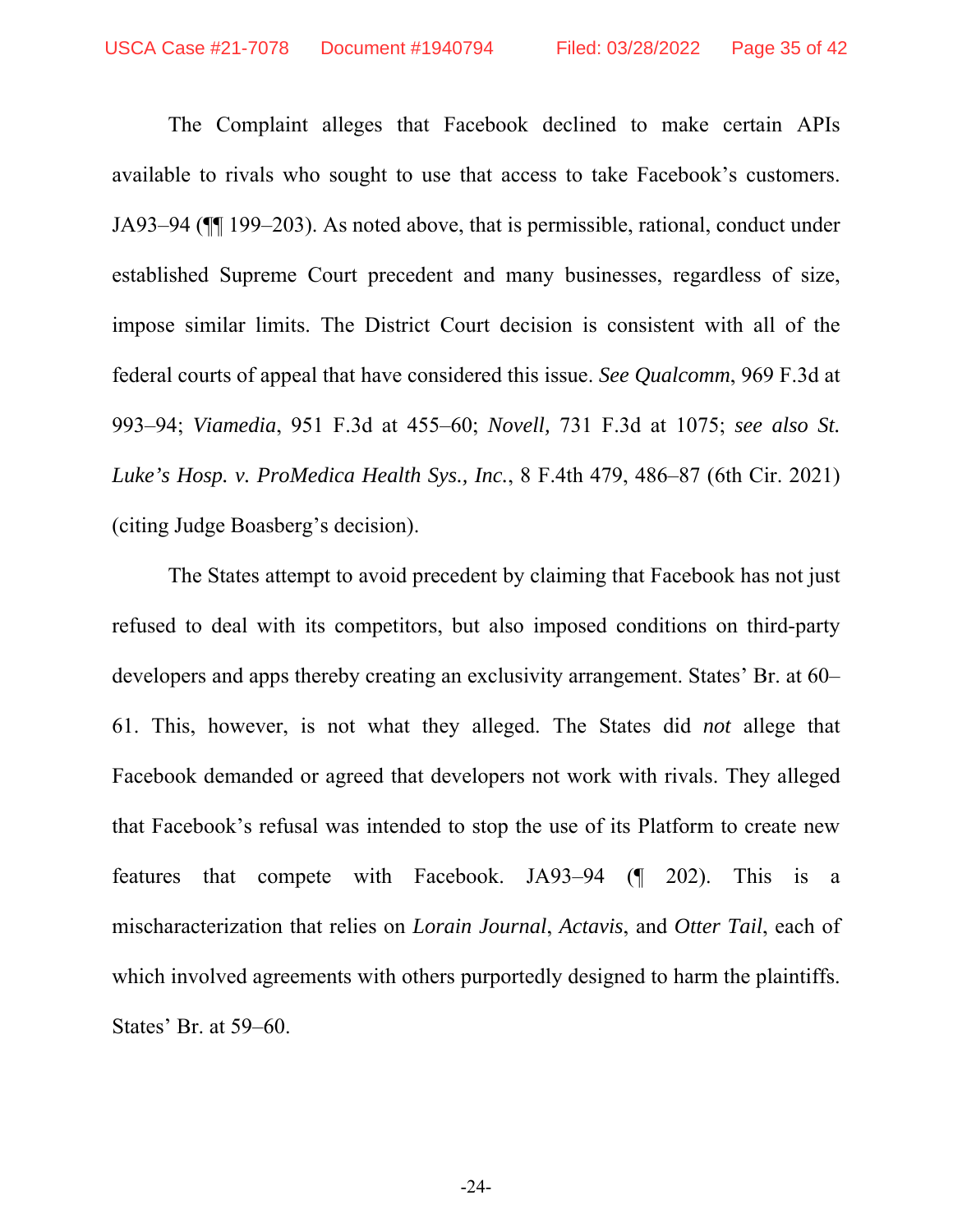The Complaint alleges that Facebook declined to make certain APIs available to rivals who sought to use that access to take Facebook's customers. JA93–94 (¶¶ 199–203). As noted above, that is permissible, rational, conduct under established Supreme Court precedent and many businesses, regardless of size, impose similar limits. The District Court decision is consistent with all of the federal courts of appeal that have considered this issue. *See Qualcomm*, 969 F.3d at 993–94; *Viamedia*, 951 F.3d at 455–60; *Novell,* 731 F.3d at 1075; *see also St. Luke's Hosp. v. ProMedica Health Sys., Inc.*, 8 F.4th 479, 486–87 (6th Cir. 2021) (citing Judge Boasberg's decision).

The States attempt to avoid precedent by claiming that Facebook has not just refused to deal with its competitors, but also imposed conditions on third-party developers and apps thereby creating an exclusivity arrangement. States' Br. at 60–61. This, however, is not what they alleged. The States did *not* allege that Facebook demanded or agreed that developers not work with rivals. They alleged that Facebook's refusal was intended to stop the use of its Platform to create new features that compete with Facebook. JA93–94 (¶ 202). This is a mischaracterization that relies on *Lorain Journal*, *Actavis*, and *Otter Tail*, each of which involved agreements with others purportedly designed to harm the plaintiffs. States' Br. at 59–60.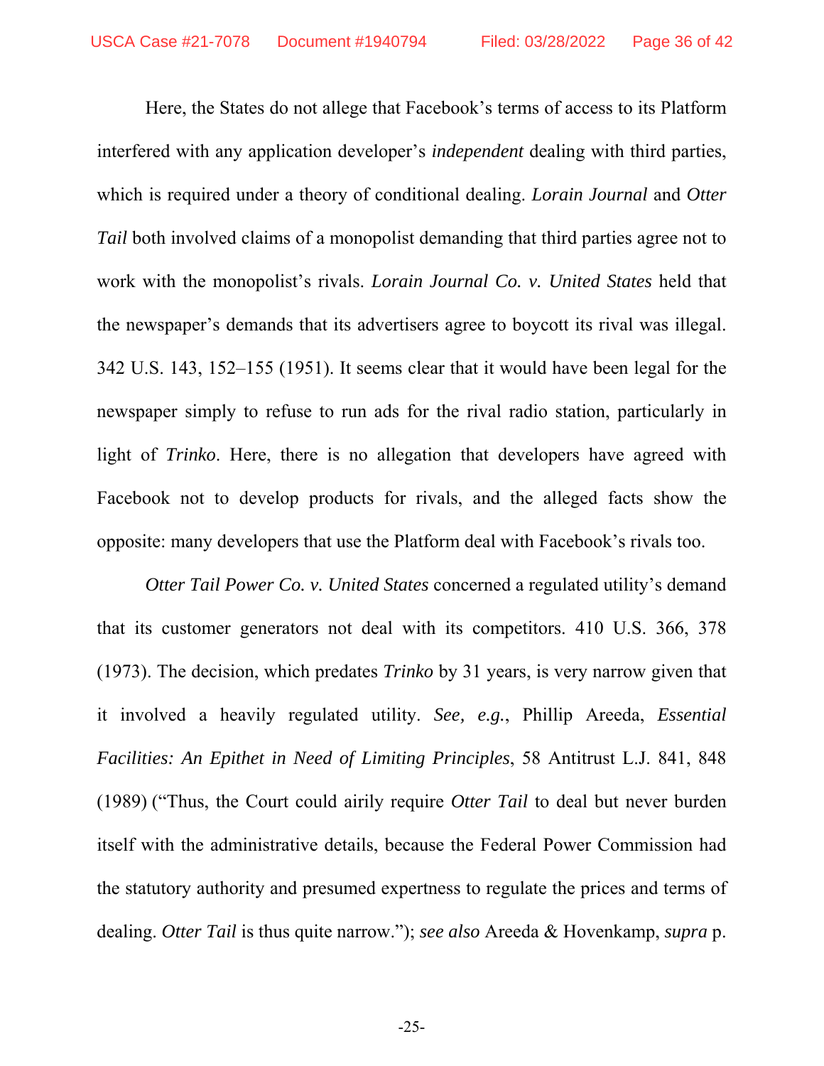Here, the States do not allege that Facebook's terms of access to its Platform interfered with any application developer's *independent* dealing with third parties, which is required under a theory of conditional dealing. *Lorain Journal* and *Otter Tail* both involved claims of a monopolist demanding that third parties agree not to work with the monopolist's rivals. *Lorain Journal Co. v. United States* held that the newspaper's demands that its advertisers agree to boycott its rival was illegal. 342 U.S. 143, 152–155 (1951). It seems clear that it would have been legal for the newspaper simply to refuse to run ads for the rival radio station, particularly in light of *Trinko*. Here, there is no allegation that developers have agreed with Facebook not to develop products for rivals, and the alleged facts show the opposite: many developers that use the Platform deal with Facebook's rivals too.

*Otter Tail Power Co. v. United States* concerned a regulated utility's demand that its customer generators not deal with its competitors. 410 U.S. 366, 378 (1973). The decision, which predates *Trinko* by 31 years, is very narrow given that it involved a heavily regulated utility. *See, e.g.*, Phillip Areeda, *Essential Facilities: An Epithet in Need of Limiting Principles*, 58 Antitrust L.J. 841, 848 (1989) ("Thus, the Court could airily require *Otter Tail* to deal but never burden itself with the administrative details, because the Federal Power Commission had the statutory authority and presumed expertness to regulate the prices and terms of dealing. *Otter Tail* is thus quite narrow."); *see also* Areeda & Hovenkamp, *supra* p.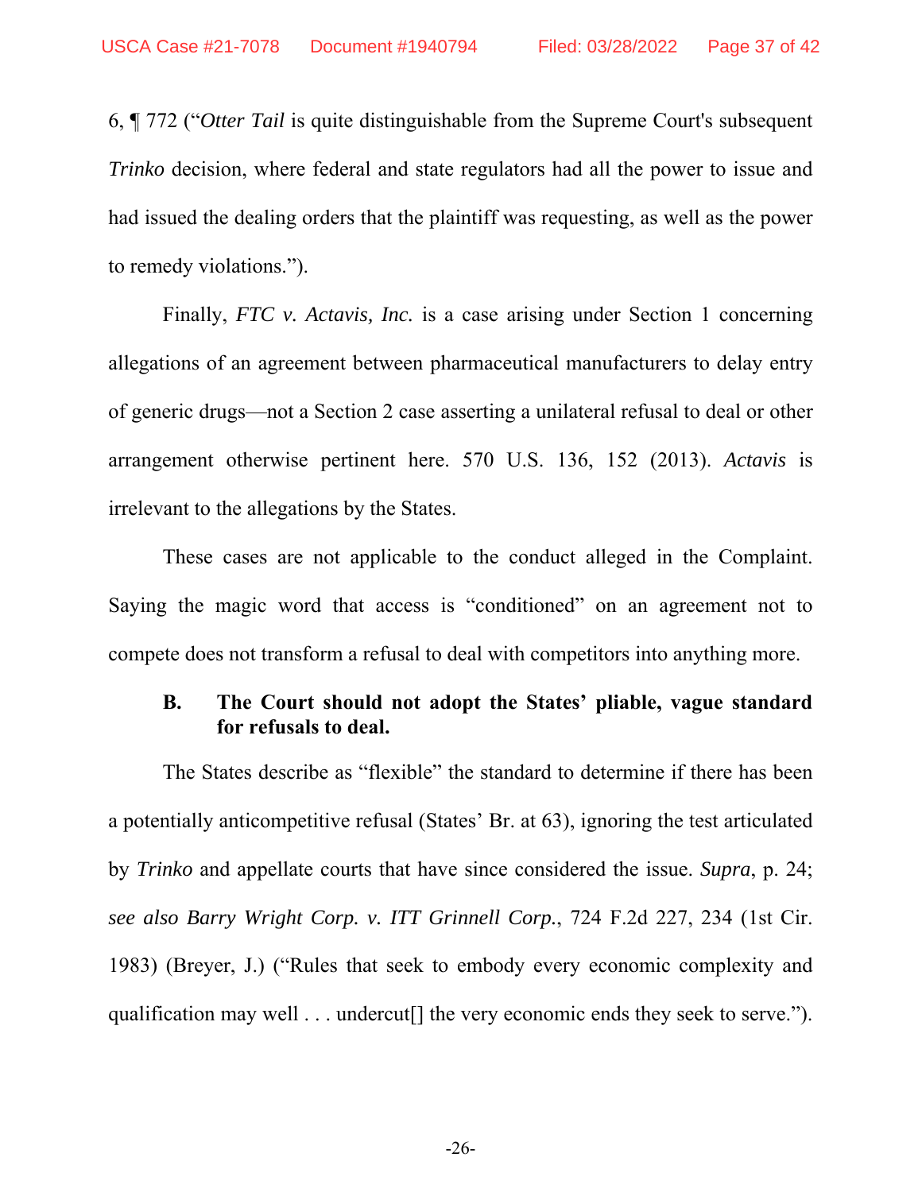6, ¶ 772 ("*Otter Tail* is quite distinguishable from the Supreme Court's subsequent *Trinko* decision, where federal and state regulators had all the power to issue and had issued the dealing orders that the plaintiff was requesting, as well as the power to remedy violations.").

Finally, *FTC v. Actavis, Inc.* is a case arising under Section 1 concerning allegations of an agreement between pharmaceutical manufacturers to delay entry of generic drugs—not a Section 2 case asserting a unilateral refusal to deal or other arrangement otherwise pertinent here. 570 U.S. 136, 152 (2013). *Actavis* is irrelevant to the allegations by the States.

These cases are not applicable to the conduct alleged in the Complaint. Saying the magic word that access is "conditioned" on an agreement not to compete does not transform a refusal to deal with competitors into anything more.

### B. The Court should not adopt the States' pliable, vague standard for refusals to deal.

The States describe as "flexible" the standard to determine if there has been a potentially anticompetitive refusal (States' Br. at 63), ignoring the test articulated by *Trinko* and appellate courts that have since considered the issue. *Supra*, p. 24; *see also Barry Wright Corp. v. ITT Grinnell Corp.*, 724 F.2d 227, 234 (1st Cir. 1983) (Breyer, J.) ("Rules that seek to embody every economic complexity and qualification may well . . . undercut[] the very economic ends they seek to serve.").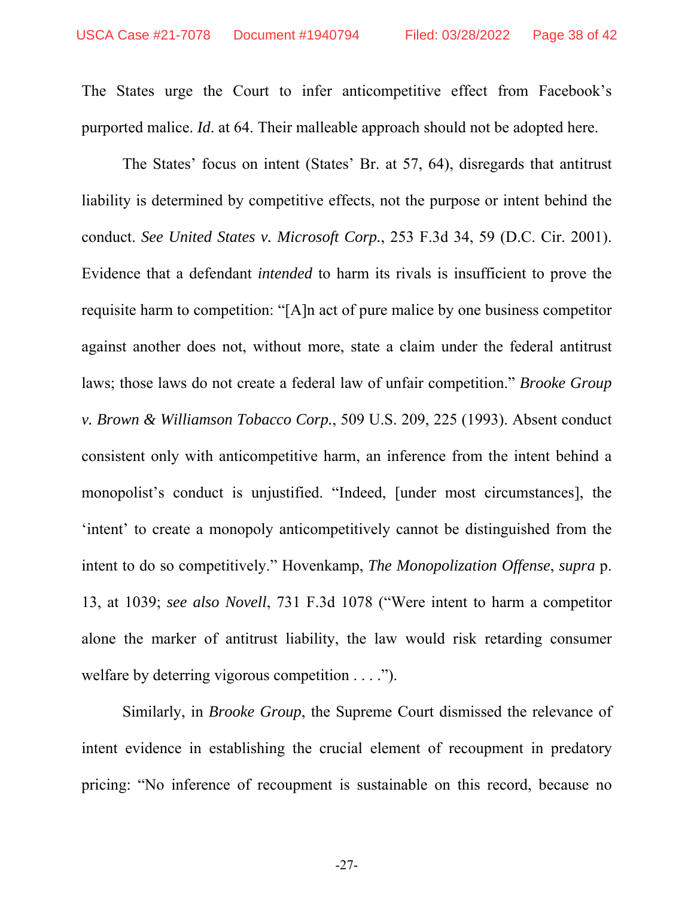The States urge the Court to infer anticompetitive effect from Facebook's purported malice. *Id*. at 64. Their malleable approach should not be adopted here.

The States' focus on intent (States' Br. at 57, 64), disregards that antitrust liability is determined by competitive effects, not the purpose or intent behind the conduct. *See United States v. Microsoft Corp.*, 253 F.3d 34, 59 (D.C. Cir. 2001). Evidence that a defendant *intended* to harm its rivals is insufficient to prove the requisite harm to competition: "[A]n act of pure malice by one business competitor against another does not, without more, state a claim under the federal antitrust laws; those laws do not create a federal law of unfair competition." *Brooke Group v. Brown & Williamson Tobacco Corp.*, 509 U.S. 209, 225 (1993). Absent conduct consistent only with anticompetitive harm, an inference from the intent behind a monopolist's conduct is unjustified. "Indeed, [under most circumstances], the 'intent' to create a monopoly anticompetitively cannot be distinguished from the intent to do so competitively." Hovenkamp, *The Monopolization Offense*, *supra* p. 13, at 1039; *see also Novell*, 731 F.3d 1078 ("Were intent to harm a competitor alone the marker of antitrust liability, the law would risk retarding consumer welfare by deterring vigorous competition . . . .").

Similarly, in *Brooke Group*, the Supreme Court dismissed the relevance of intent evidence in establishing the crucial element of recoupment in predatory pricing: "No inference of recoupment is sustainable on this record, because no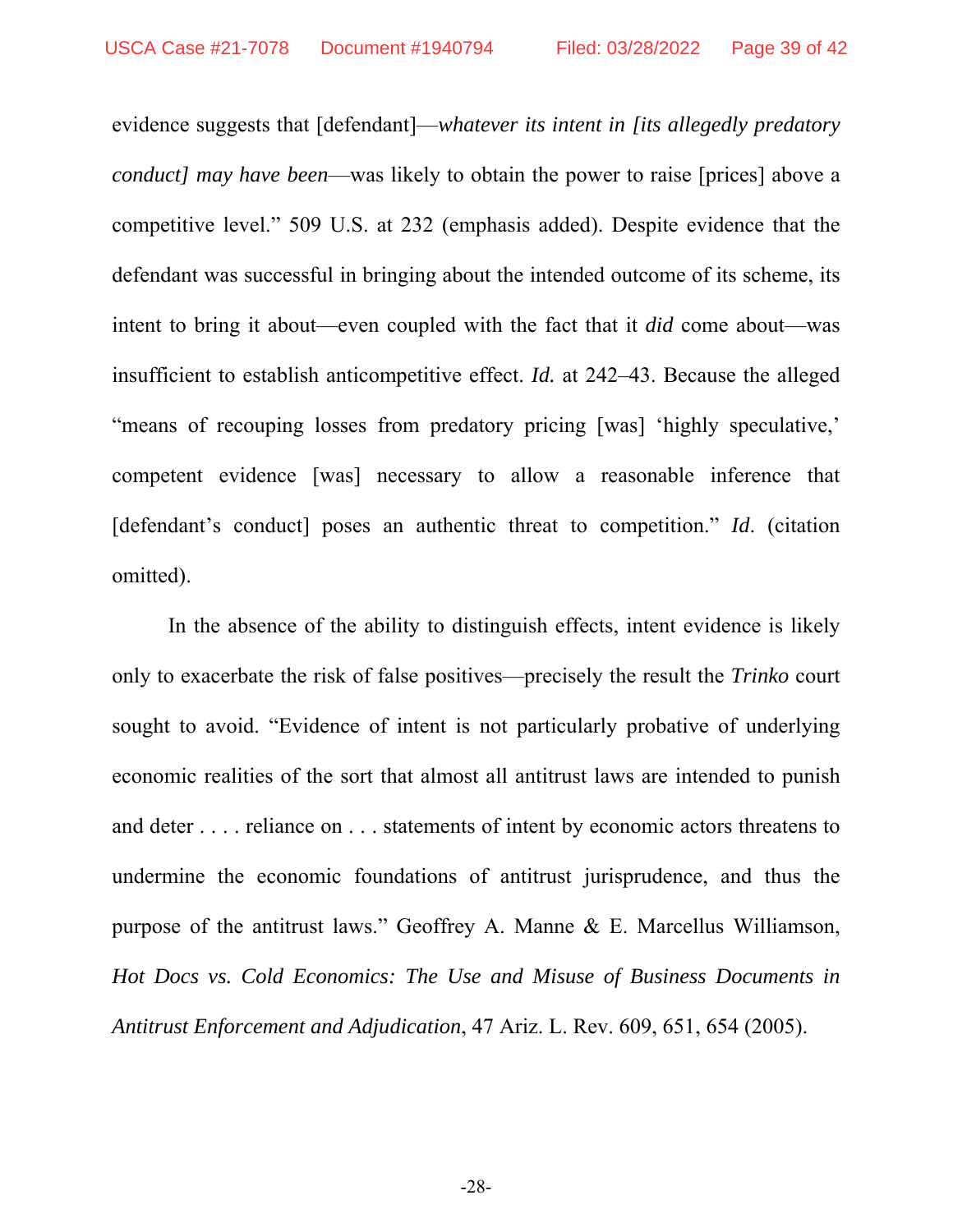evidence suggests that [defendant]—*whatever its intent in [its allegedly predatory conduct] may have been*—was likely to obtain the power to raise [prices] above a competitive level." 509 U.S. at 232 (emphasis added). Despite evidence that the defendant was successful in bringing about the intended outcome of its scheme, its intent to bring it about—even coupled with the fact that it *did* come about—was insufficient to establish anticompetitive effect. *Id.* at 242–43. Because the alleged "means of recouping losses from predatory pricing [was] 'highly speculative,' competent evidence [was] necessary to allow a reasonable inference that [defendant's conduct] poses an authentic threat to competition." *Id.* (citation omitted).

In the absence of the ability to distinguish effects, intent evidence is likely only to exacerbate the risk of false positives—precisely the result the *Trinko* court sought to avoid. "Evidence of intent is not particularly probative of underlying economic realities of the sort that almost all antitrust laws are intended to punish and deter . . . . reliance on . . . statements of intent by economic actors threatens to undermine the economic foundations of antitrust jurisprudence, and thus the purpose of the antitrust laws." Geoffrey A. Manne & E. Marcellus Williamson, *Hot Docs vs. Cold Economics: The Use and Misuse of Business Documents in Antitrust Enforcement and Adjudication*, 47 Ariz. L. Rev. 609, 651, 654 (2005).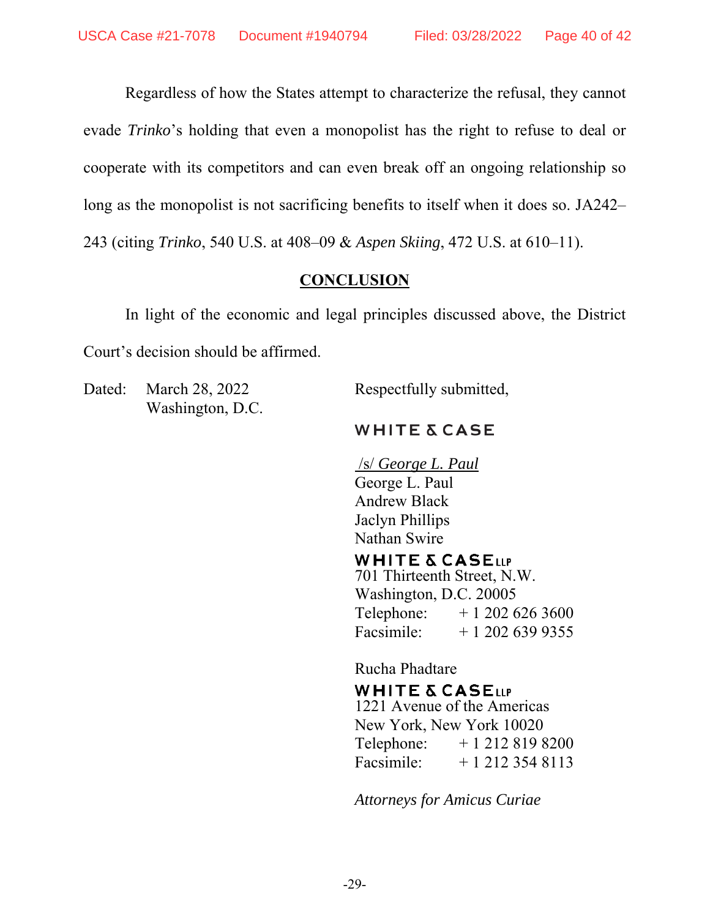Regardless of how the States attempt to characterize the refusal, they cannot evade *Trinko*'s holding that even a monopolist has the right to refuse to deal or cooperate with its competitors and can even break off an ongoing relationship so long as the monopolist is not sacrificing benefits to itself when it does so. JA242–243 (citing *Trinko*, 540 U.S. at 408–09 & *Aspen Skiing*, 472 U.S. at 610–11).

## CONCLUSION

In light of the economic and legal principles discussed above, the District Court's decision should be affirmed.

Dated: March 28, 2022
Washington, D.C.

Respectfully submitted,

WHITE & CASE

/s/ *George L. Paul*
George L. Paul
Andrew Black
Jaclyn Phillips
Nathan Swire

WHITE & CASE LLP
701 Thirteenth Street, N.W.
Washington, D.C. 20005
Telephone: + 1 202 626 3600
Facsimile: + 1 202 639 9355

Rucha Phadtare

WHITE & CASE LLP
1221 Avenue of the Americas
New York, New York 10020
Telephone: + 1 212 819 8200
Facsimile: + 1 212 354 8113

*Attorneys for Amicus Curiae*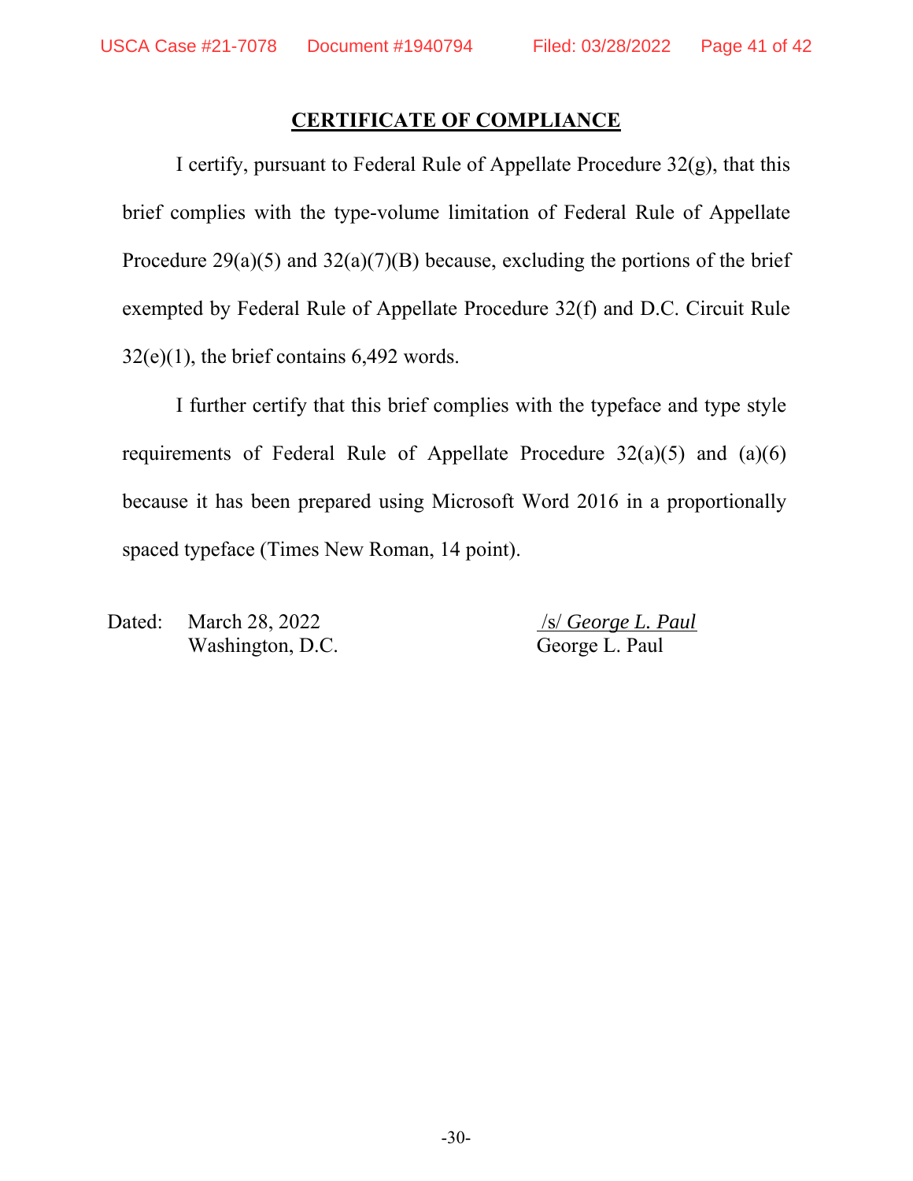## CERTIFICATE OF COMPLIANCE

I certify, pursuant to Federal Rule of Appellate Procedure 32(g), that this brief complies with the type-volume limitation of Federal Rule of Appellate Procedure 29(a)(5) and 32(a)(7)(B) because, excluding the portions of the brief exempted by Federal Rule of Appellate Procedure 32(f) and D.C. Circuit Rule 32(e)(1), the brief contains 6,492 words.

I further certify that this brief complies with the typeface and type style requirements of Federal Rule of Appellate Procedure 32(a)(5) and (a)(6) because it has been prepared using Microsoft Word 2016 in a proportionally spaced typeface (Times New Roman, 14 point).

Dated: March 28, 2022
Washington, D.C.

/s/ *George L. Paul*
George L. Paul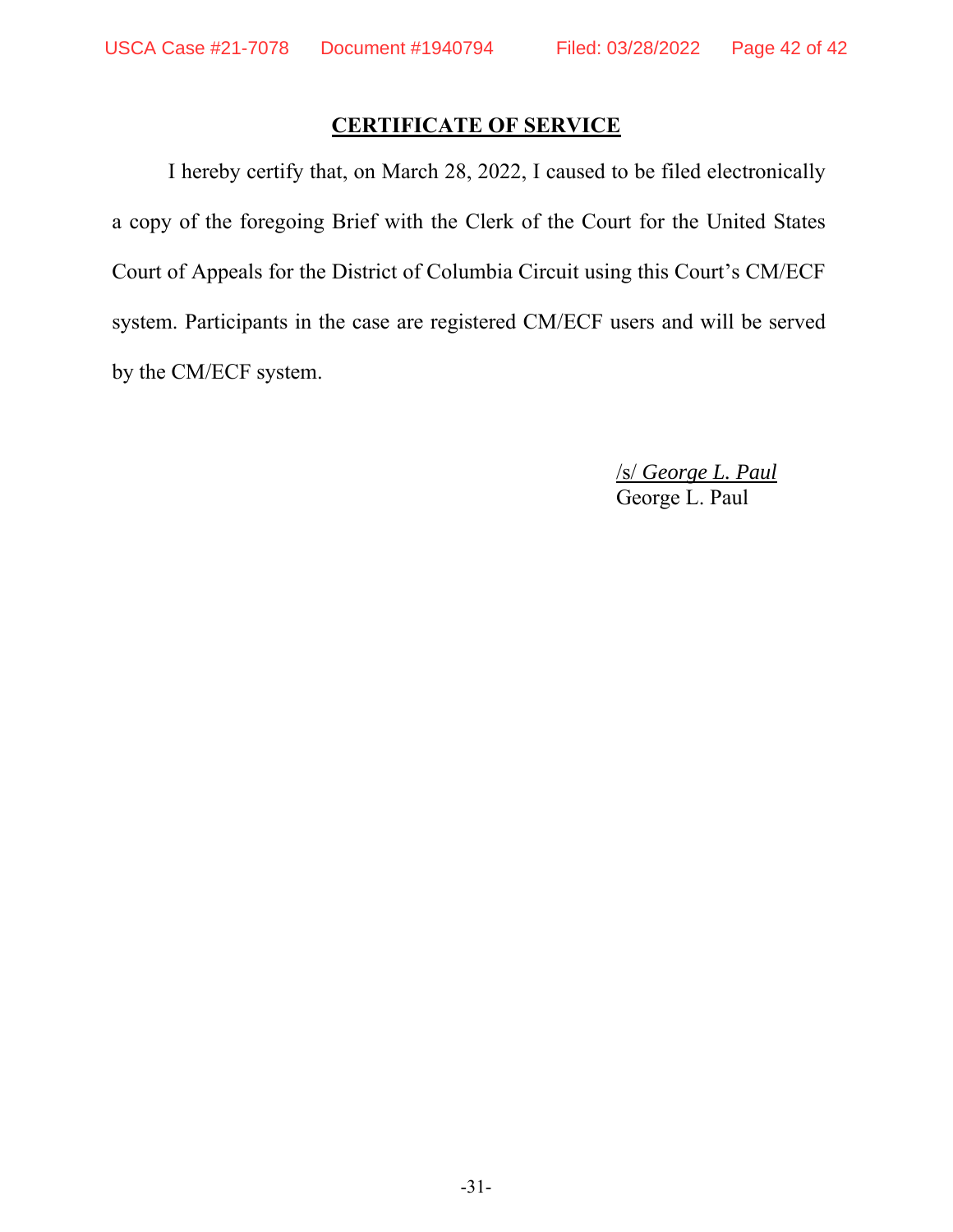## CERTIFICATE OF SERVICE

I hereby certify that, on March 28, 2022, I caused to be filed electronically a copy of the foregoing Brief with the Clerk of the Court for the United States Court of Appeals for the District of Columbia Circuit using this Court's CM/ECF system. Participants in the case are registered CM/ECF users and will be served by the CM/ECF system.

/s/ *George L. Paul*
George L. Paul